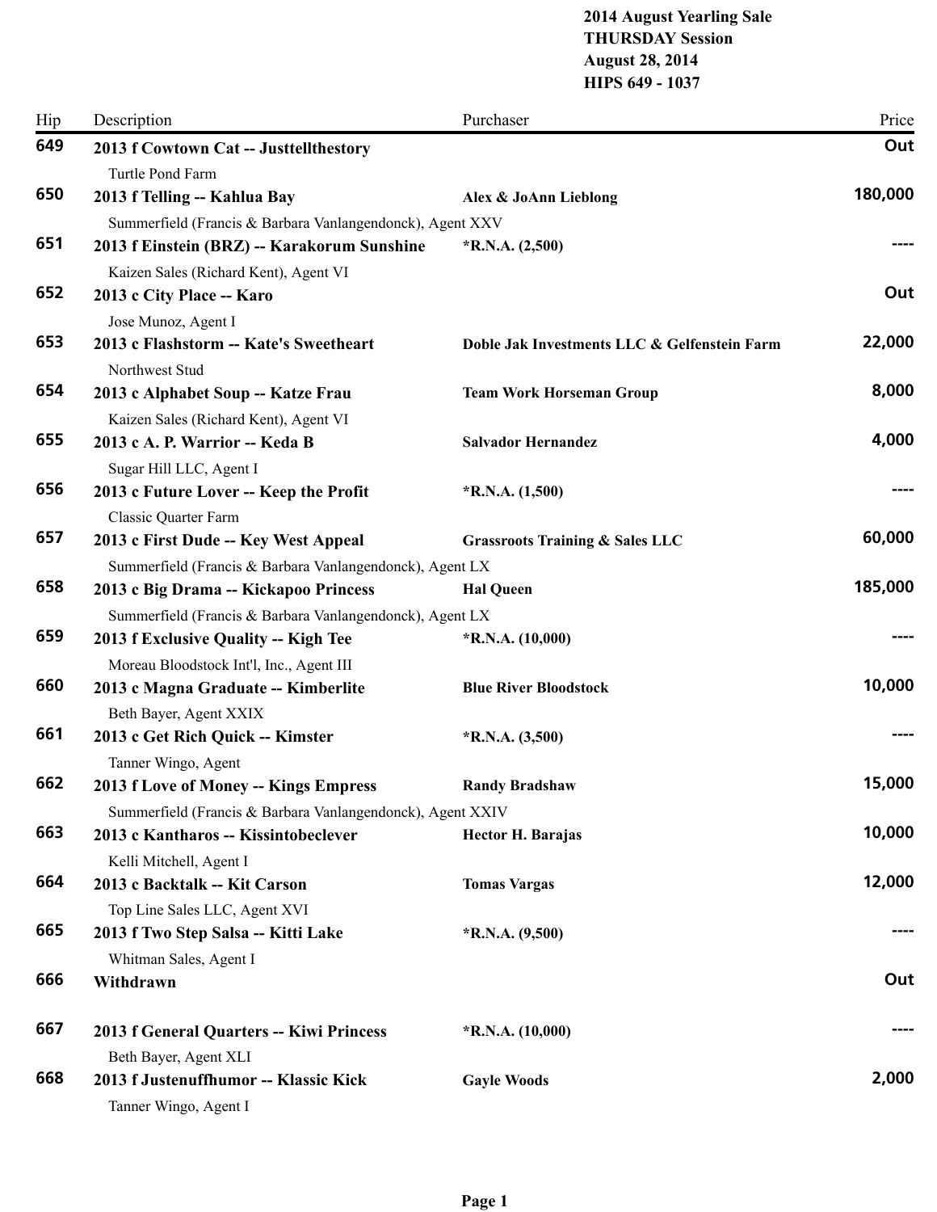**2014 August Yearling Sale**
**THURSDAY Session**
**August 28, 2014**
**HIPS 649 - 1037**

| Hip | Description | Purchaser | Price |
|---|---|---|---|
| **649** | **2013 f Cowtown Cat -- Justtellthestory** | | **Out** |
| | Turtle Pond Farm | | |
| **650** | **2013 f Telling -- Kahlua Bay** | **Alex & JoAnn Lieblong** | **180,000** |
| | Summerfield (Francis & Barbara Vanlangendonck), Agent XXV | | |
| **651** | **2013 f Einstein (BRZ) -- Karakorum Sunshine** | ***R.N.A. (2,500)** | **----** |
| | Kaizen Sales (Richard Kent), Agent VI | | |
| **652** | **2013 c City Place -- Karo** | | **Out** |
| | Jose Munoz, Agent I | | |
| **653** | **2013 c Flashstorm -- Kate's Sweetheart** | **Doble Jak Investments LLC & Gelfenstein Farm** | **22,000** |
| | Northwest Stud | | |
| **654** | **2013 c Alphabet Soup -- Katze Frau** | **Team Work Horseman Group** | **8,000** |
| | Kaizen Sales (Richard Kent), Agent VI | | |
| **655** | **2013 c A. P. Warrior -- Keda B** | **Salvador Hernandez** | **4,000** |
| | Sugar Hill LLC, Agent I | | |
| **656** | **2013 c Future Lover -- Keep the Profit** | ***R.N.A. (1,500)** | **----** |
| | Classic Quarter Farm | | |
| **657** | **2013 c First Dude -- Key West Appeal** | **Grassroots Training & Sales LLC** | **60,000** |
| | Summerfield (Francis & Barbara Vanlangendonck), Agent LX | | |
| **658** | **2013 c Big Drama -- Kickapoo Princess** | **Hal Queen** | **185,000** |
| | Summerfield (Francis & Barbara Vanlangendonck), Agent LX | | |
| **659** | **2013 f Exclusive Quality -- Kigh Tee** | ***R.N.A. (10,000)** | **----** |
| | Moreau Bloodstock Int'l, Inc., Agent III | | |
| **660** | **2013 c Magna Graduate -- Kimberlite** | **Blue River Bloodstock** | **10,000** |
| | Beth Bayer, Agent XXIX | | |
| **661** | **2013 c Get Rich Quick -- Kimster** | ***R.N.A. (3,500)** | **----** |
| | Tanner Wingo, Agent | | |
| **662** | **2013 f Love of Money -- Kings Empress** | **Randy Bradshaw** | **15,000** |
| | Summerfield (Francis & Barbara Vanlangendonck), Agent XXIV | | |
| **663** | **2013 c Kantharos -- Kissintobeclever** | **Hector H. Barajas** | **10,000** |
| | Kelli Mitchell, Agent I | | |
| **664** | **2013 c Backtalk -- Kit Carson** | **Tomas Vargas** | **12,000** |
| | Top Line Sales LLC, Agent XVI | | |
| **665** | **2013 f Two Step Salsa -- Kitti Lake** | ***R.N.A. (9,500)** | **----** |
| | Whitman Sales, Agent I | | |
| **666** | **Withdrawn** | | **Out** |
| **667** | **2013 f General Quarters -- Kiwi Princess** | ***R.N.A. (10,000)** | **----** |
| | Beth Bayer, Agent XLI | | |
| **668** | **2013 f Justenuffhumor -- Klassic Kick** | **Gayle Woods** | **2,000** |
| | Tanner Wingo, Agent I | | |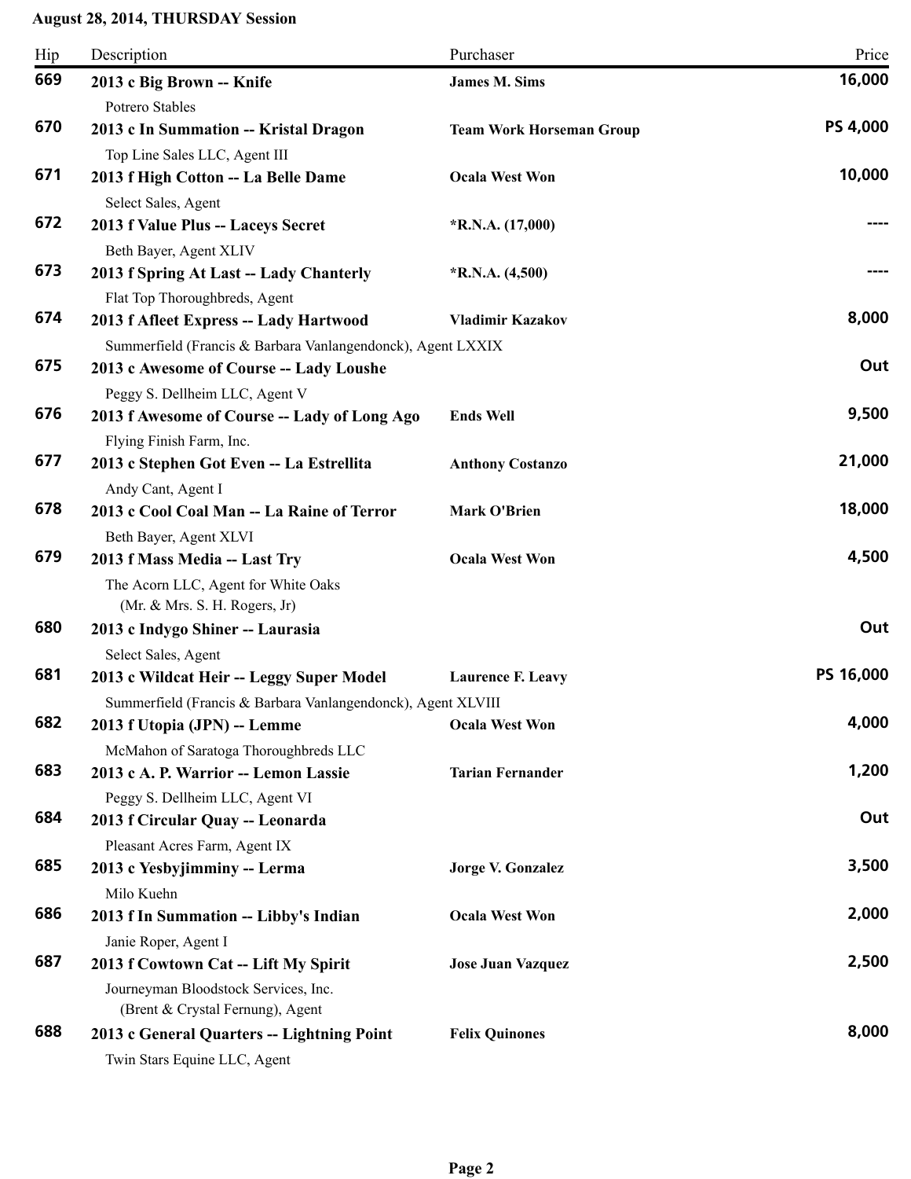**August 28, 2014, THURSDAY Session**

| Hip | Description | Purchaser | Price |
|---|---|---|---|
| 669 | **2013 c Big Brown -- Knife**<br>Potrero Stables | **James M. Sims** | **16,000** |
| 670 | **2013 c In Summation -- Kristal Dragon**<br>Top Line Sales LLC, Agent III | **Team Work Horseman Group** | **PS 4,000** |
| 671 | **2013 f High Cotton -- La Belle Dame**<br>Select Sales, Agent | **Ocala West Won** | **10,000** |
| 672 | **2013 f Value Plus -- Laceys Secret**<br>Beth Bayer, Agent XLIV | ***R.N.A. (17,000)** | **----** |
| 673 | **2013 f Spring At Last -- Lady Chanterly**<br>Flat Top Thoroughbreds, Agent | ***R.N.A. (4,500)** | **----** |
| 674 | **2013 f Afleet Express -- Lady Hartwood**<br>Summerfield (Francis & Barbara Vanlangendonck), Agent LXXIX | **Vladimir Kazakov** | **8,000** |
| 675 | **2013 c Awesome of Course -- Lady Loushe**<br>Peggy S. Dellheim LLC, Agent V | | **Out** |
| 676 | **2013 f Awesome of Course -- Lady of Long Ago**<br>Flying Finish Farm, Inc. | **Ends Well** | **9,500** |
| 677 | **2013 c Stephen Got Even -- La Estrellita**<br>Andy Cant, Agent I | **Anthony Costanzo** | **21,000** |
| 678 | **2013 c Cool Coal Man -- La Raine of Terror**<br>Beth Bayer, Agent XLVI | **Mark O'Brien** | **18,000** |
| 679 | **2013 f Mass Media -- Last Try**<br>The Acorn LLC, Agent for White Oaks (Mr. & Mrs. S. H. Rogers, Jr) | **Ocala West Won** | **4,500** |
| 680 | **2013 c Indygo Shiner -- Laurasia**<br>Select Sales, Agent | | **Out** |
| 681 | **2013 c Wildcat Heir -- Leggy Super Model**<br>Summerfield (Francis & Barbara Vanlangendonck), Agent XLVIII | **Laurence F. Leavy** | **PS 16,000** |
| 682 | **2013 f Utopia (JPN) -- Lemme**<br>McMahon of Saratoga Thoroughbreds LLC | **Ocala West Won** | **4,000** |
| 683 | **2013 c A. P. Warrior -- Lemon Lassie**<br>Peggy S. Dellheim LLC, Agent VI | **Tarian Fernander** | **1,200** |
| 684 | **2013 f Circular Quay -- Leonarda**<br>Pleasant Acres Farm, Agent IX | | **Out** |
| 685 | **2013 c Yesbyjimminy -- Lerma**<br>Milo Kuehn | **Jorge V. Gonzalez** | **3,500** |
| 686 | **2013 f In Summation -- Libby's Indian**<br>Janie Roper, Agent I | **Ocala West Won** | **2,000** |
| 687 | **2013 f Cowtown Cat -- Lift My Spirit**<br>Journeyman Bloodstock Services, Inc. (Brent & Crystal Fernung), Agent | **Jose Juan Vazquez** | **2,500** |
| 688 | **2013 c General Quarters -- Lightning Point**<br>Twin Stars Equine LLC, Agent | **Felix Quinones** | **8,000** |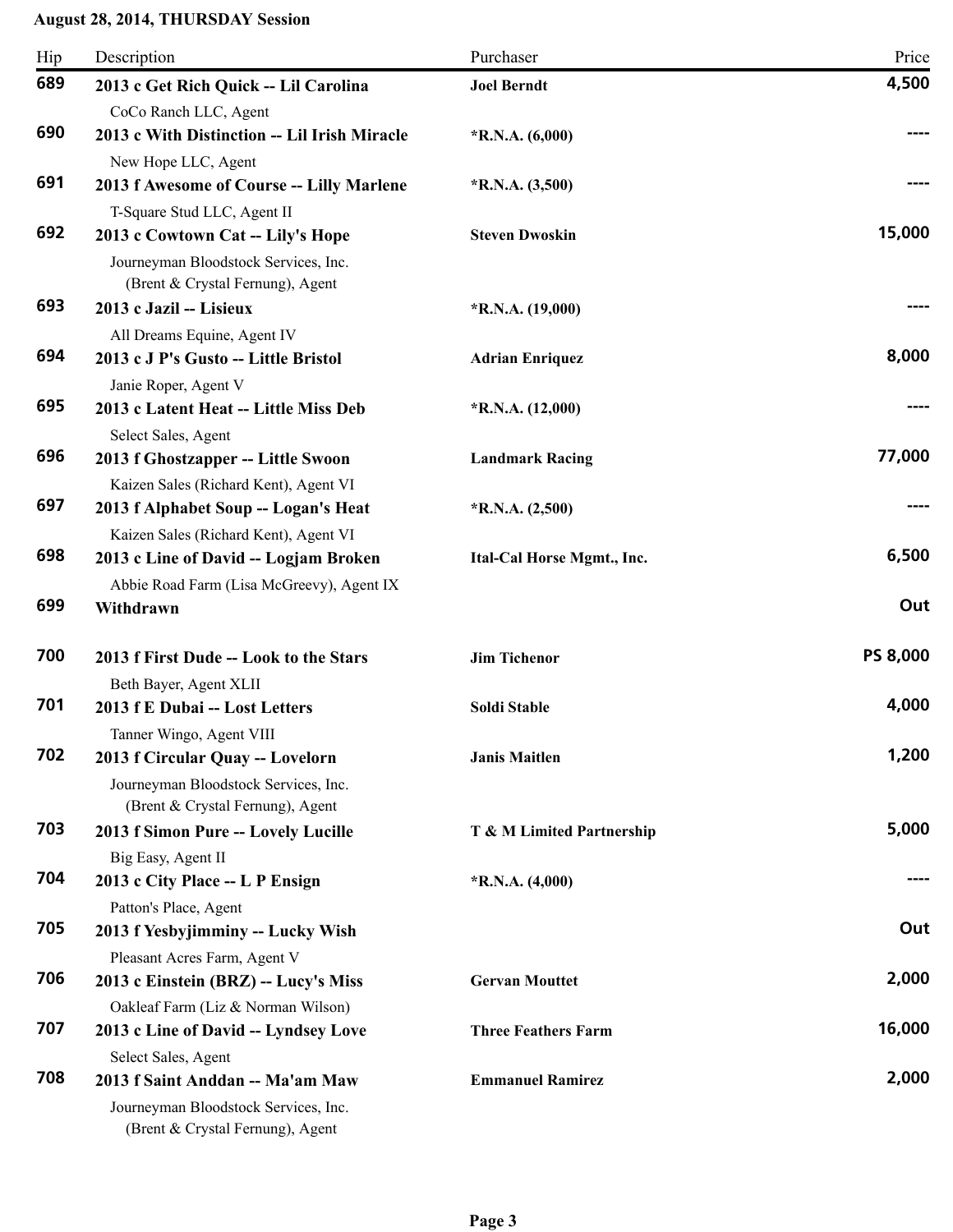**August 28, 2014, THURSDAY Session**

| Hip | Description | Purchaser | Price |
|---|---|---|---|
| 689 | **2013 c Get Rich Quick -- Lil Carolina**<br>CoCo Ranch LLC, Agent | **Joel Berndt** | **4,500** |
| 690 | **2013 c With Distinction -- Lil Irish Miracle**<br>New Hope LLC, Agent | ***R.N.A. (6,000)** | **----** |
| 691 | **2013 f Awesome of Course -- Lilly Marlene**<br>T-Square Stud LLC, Agent II | ***R.N.A. (3,500)** | **----** |
| 692 | **2013 c Cowtown Cat -- Lily's Hope**<br>Journeyman Bloodstock Services, Inc. (Brent & Crystal Fernung), Agent | **Steven Dwoskin** | **15,000** |
| 693 | **2013 c Jazil -- Lisieux**<br>All Dreams Equine, Agent IV | ***R.N.A. (19,000)** | **----** |
| 694 | **2013 c J P's Gusto -- Little Bristol**<br>Janie Roper, Agent V | **Adrian Enriquez** | **8,000** |
| 695 | **2013 c Latent Heat -- Little Miss Deb**<br>Select Sales, Agent | ***R.N.A. (12,000)** | **----** |
| 696 | **2013 f Ghostzapper -- Little Swoon**<br>Kaizen Sales (Richard Kent), Agent VI | **Landmark Racing** | **77,000** |
| 697 | **2013 f Alphabet Soup -- Logan's Heat**<br>Kaizen Sales (Richard Kent), Agent VI | ***R.N.A. (2,500)** | **----** |
| 698 | **2013 c Line of David -- Logjam Broken**<br>Abbie Road Farm (Lisa McGreevy), Agent IX | **Ital-Cal Horse Mgmt., Inc.** | **6,500** |
| 699 | **Withdrawn** | | **Out** |
| 700 | **2013 f First Dude -- Look to the Stars**<br>Beth Bayer, Agent XLII | **Jim Tichenor** | **PS 8,000** |
| 701 | **2013 f E Dubai -- Lost Letters**<br>Tanner Wingo, Agent VIII | **Soldi Stable** | **4,000** |
| 702 | **2013 f Circular Quay -- Lovelorn**<br>Journeyman Bloodstock Services, Inc. (Brent & Crystal Fernung), Agent | **Janis Maitlen** | **1,200** |
| 703 | **2013 f Simon Pure -- Lovely Lucille**<br>Big Easy, Agent II | **T & M Limited Partnership** | **5,000** |
| 704 | **2013 c City Place -- L P Ensign**<br>Patton's Place, Agent | ***R.N.A. (4,000)** | **----** |
| 705 | **2013 f Yesbyjimminy -- Lucky Wish**<br>Pleasant Acres Farm, Agent V | | **Out** |
| 706 | **2013 c Einstein (BRZ) -- Lucy's Miss**<br>Oakleaf Farm (Liz & Norman Wilson) | **Gervan Mouttet** | **2,000** |
| 707 | **2013 c Line of David -- Lyndsey Love**<br>Select Sales, Agent | **Three Feathers Farm** | **16,000** |
| 708 | **2013 f Saint Anddan -- Ma'am Maw**<br>Journeyman Bloodstock Services, Inc. (Brent & Crystal Fernung), Agent | **Emmanuel Ramirez** | **2,000** |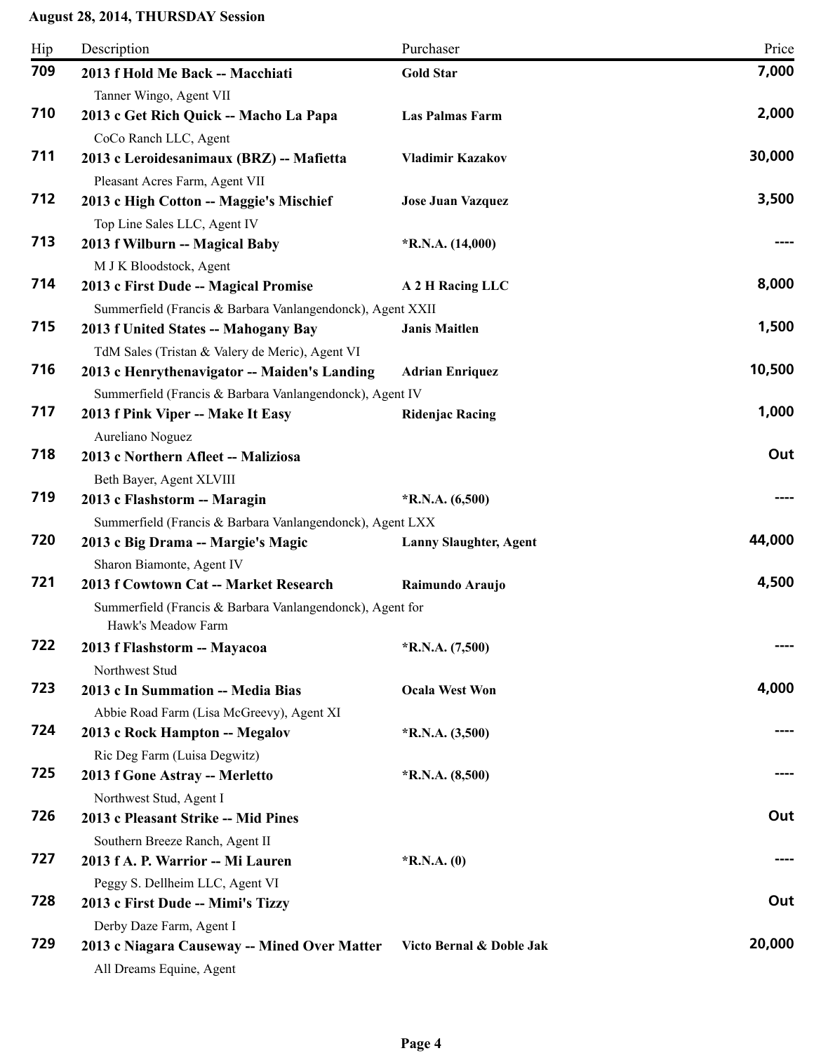**August 28, 2014, THURSDAY Session**

| Hip | Description | Purchaser | Price |
|---|---|---|---|
| **709** | **2013 f Hold Me Back -- Macchiati**<br>Tanner Wingo, Agent VII | **Gold Star** | **7,000** |
| **710** | **2013 c Get Rich Quick -- Macho La Papa**<br>CoCo Ranch LLC, Agent | **Las Palmas Farm** | **2,000** |
| **711** | **2013 c Leroidesanimaux (BRZ) -- Mafietta**<br>Pleasant Acres Farm, Agent VII | **Vladimir Kazakov** | **30,000** |
| **712** | **2013 c High Cotton -- Maggie's Mischief**<br>Top Line Sales LLC, Agent IV | **Jose Juan Vazquez** | **3,500** |
| **713** | **2013 f Wilburn -- Magical Baby**<br>M J K Bloodstock, Agent | ***R.N.A. (14,000)** | **----** |
| **714** | **2013 c First Dude -- Magical Promise**<br>Summerfield (Francis & Barbara Vanlangendonck), Agent XXII | **A 2 H Racing LLC** | **8,000** |
| **715** | **2013 f United States -- Mahogany Bay**<br>TdM Sales (Tristan & Valery de Meric), Agent VI | **Janis Maitlen** | **1,500** |
| **716** | **2013 c Henrythenavigator -- Maiden's Landing**<br>Summerfield (Francis & Barbara Vanlangendonck), Agent IV | **Adrian Enriquez** | **10,500** |
| **717** | **2013 f Pink Viper -- Make It Easy**<br>Aureliano Noguez | **Ridenjac Racing** | **1,000** |
| **718** | **2013 c Northern Afleet -- Maliziosa**<br>Beth Bayer, Agent XLVIII | | **Out** |
| **719** | **2013 c Flashstorm -- Maragin**<br>Summerfield (Francis & Barbara Vanlangendonck), Agent LXX | ***R.N.A. (6,500)** | **----** |
| **720** | **2013 c Big Drama -- Margie's Magic**<br>Sharon Biamonte, Agent IV | **Lanny Slaughter, Agent** | **44,000** |
| **721** | **2013 f Cowtown Cat -- Market Research**<br>Summerfield (Francis & Barbara Vanlangendonck), Agent for Hawk's Meadow Farm | **Raimundo Araujo** | **4,500** |
| **722** | **2013 f Flashstorm -- Mayacoa**<br>Northwest Stud | ***R.N.A. (7,500)** | **----** |
| **723** | **2013 c In Summation -- Media Bias**<br>Abbie Road Farm (Lisa McGreevy), Agent XI | **Ocala West Won** | **4,000** |
| **724** | **2013 c Rock Hampton -- Megalov**<br>Ric Deg Farm (Luisa Degwitz) | ***R.N.A. (3,500)** | **----** |
| **725** | **2013 f Gone Astray -- Merletto**<br>Northwest Stud, Agent I | ***R.N.A. (8,500)** | **----** |
| **726** | **2013 c Pleasant Strike -- Mid Pines**<br>Southern Breeze Ranch, Agent II | | **Out** |
| **727** | **2013 f A. P. Warrior -- Mi Lauren**<br>Peggy S. Dellheim LLC, Agent VI | ***R.N.A. (0)** | **----** |
| **728** | **2013 c First Dude -- Mimi's Tizzy**<br>Derby Daze Farm, Agent I | | **Out** |
| **729** | **2013 c Niagara Causeway -- Mined Over Matter**<br>All Dreams Equine, Agent | **Victo Bernal & Doble Jak** | **20,000** |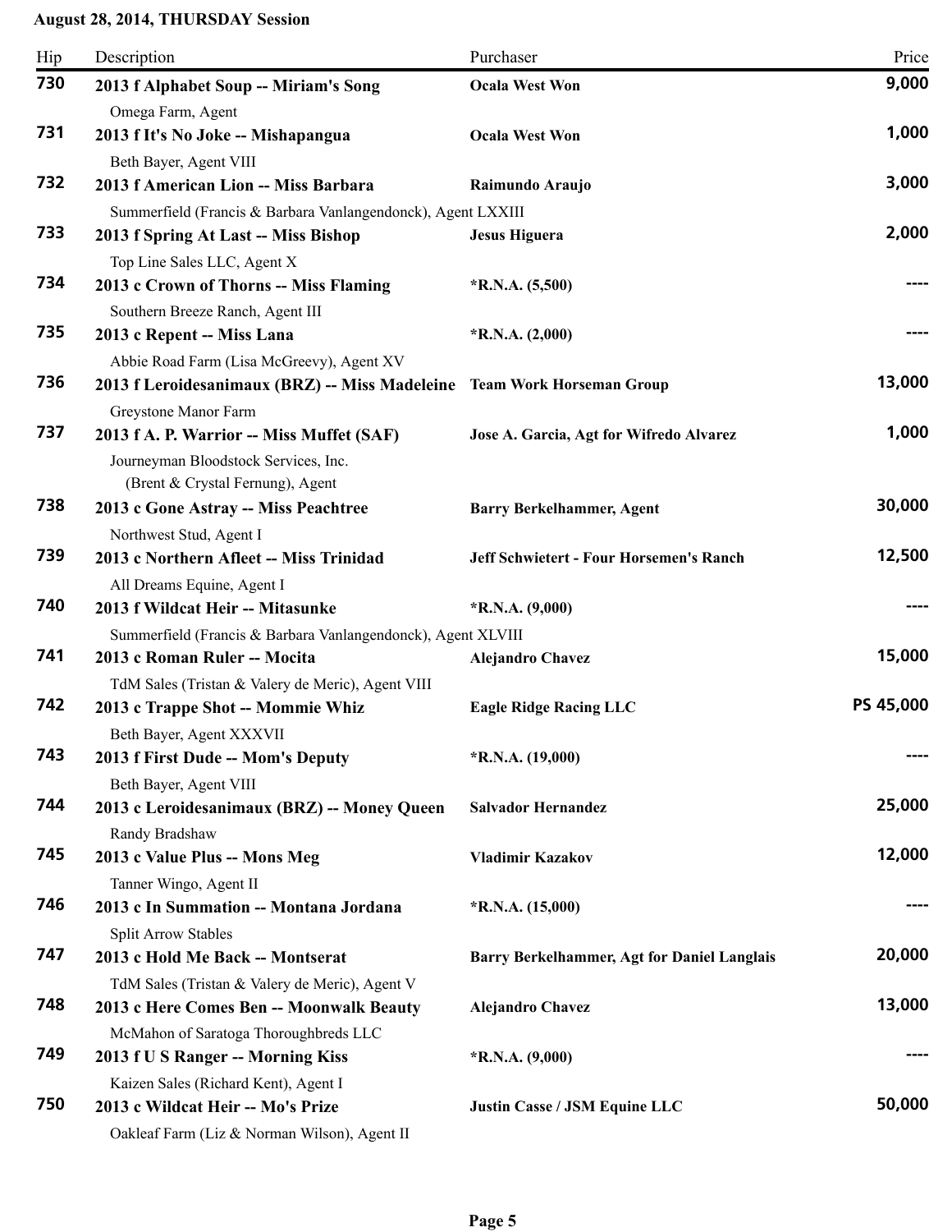**August 28, 2014, THURSDAY Session**

| Hip | Description | Purchaser | Price |
|---|---|---|---|
| **730** | **2013 f Alphabet Soup -- Miriam's Song**<br>Omega Farm, Agent | **Ocala West Won** | **9,000** |
| **731** | **2013 f It's No Joke -- Mishapangua**<br>Beth Bayer, Agent VIII | **Ocala West Won** | **1,000** |
| **732** | **2013 f American Lion -- Miss Barbara**<br>Summerfield (Francis & Barbara Vanlangendonck), Agent LXXIII | **Raimundo Araujo** | **3,000** |
| **733** | **2013 f Spring At Last -- Miss Bishop**<br>Top Line Sales LLC, Agent X | **Jesus Higuera** | **2,000** |
| **734** | **2013 c Crown of Thorns -- Miss Flaming**<br>Southern Breeze Ranch, Agent III | ***R.N.A. (5,500)** | **----** |
| **735** | **2013 c Repent -- Miss Lana**<br>Abbie Road Farm (Lisa McGreevy), Agent XV | ***R.N.A. (2,000)** | **----** |
| **736** | **2013 f Leroidesanimaux (BRZ) -- Miss Madeleine**<br>Greystone Manor Farm | **Team Work Horseman Group** | **13,000** |
| **737** | **2013 f A. P. Warrior -- Miss Muffet (SAF)**<br>Journeyman Bloodstock Services, Inc. (Brent & Crystal Fernung), Agent | **Jose A. Garcia, Agt for Wifredo Alvarez** | **1,000** |
| **738** | **2013 c Gone Astray -- Miss Peachtree**<br>Northwest Stud, Agent I | **Barry Berkelhammer, Agent** | **30,000** |
| **739** | **2013 c Northern Afleet -- Miss Trinidad**<br>All Dreams Equine, Agent I | **Jeff Schwietert - Four Horsemen's Ranch** | **12,500** |
| **740** | **2013 f Wildcat Heir -- Mitasunke**<br>Summerfield (Francis & Barbara Vanlangendonck), Agent XLVIII | ***R.N.A. (9,000)** | **----** |
| **741** | **2013 c Roman Ruler -- Mocita**<br>TdM Sales (Tristan & Valery de Meric), Agent VIII | **Alejandro Chavez** | **15,000** |
| **742** | **2013 c Trappe Shot -- Mommie Whiz**<br>Beth Bayer, Agent XXXVII | **Eagle Ridge Racing LLC** | **PS 45,000** |
| **743** | **2013 f First Dude -- Mom's Deputy**<br>Beth Bayer, Agent VIII | ***R.N.A. (19,000)** | **----** |
| **744** | **2013 c Leroidesanimaux (BRZ) -- Money Queen**<br>Randy Bradshaw | **Salvador Hernandez** | **25,000** |
| **745** | **2013 c Value Plus -- Mons Meg**<br>Tanner Wingo, Agent II | **Vladimir Kazakov** | **12,000** |
| **746** | **2013 c In Summation -- Montana Jordana**<br>Split Arrow Stables | ***R.N.A. (15,000)** | **----** |
| **747** | **2013 c Hold Me Back -- Montserat**<br>TdM Sales (Tristan & Valery de Meric), Agent V | **Barry Berkelhammer, Agt for Daniel Langlais** | **20,000** |
| **748** | **2013 c Here Comes Ben -- Moonwalk Beauty**<br>McMahon of Saratoga Thoroughbreds LLC | **Alejandro Chavez** | **13,000** |
| **749** | **2013 f U S Ranger -- Morning Kiss**<br>Kaizen Sales (Richard Kent), Agent I | ***R.N.A. (9,000)** | **----** |
| **750** | **2013 c Wildcat Heir -- Mo's Prize**<br>Oakleaf Farm (Liz & Norman Wilson), Agent II | **Justin Casse / JSM Equine LLC** | **50,000** |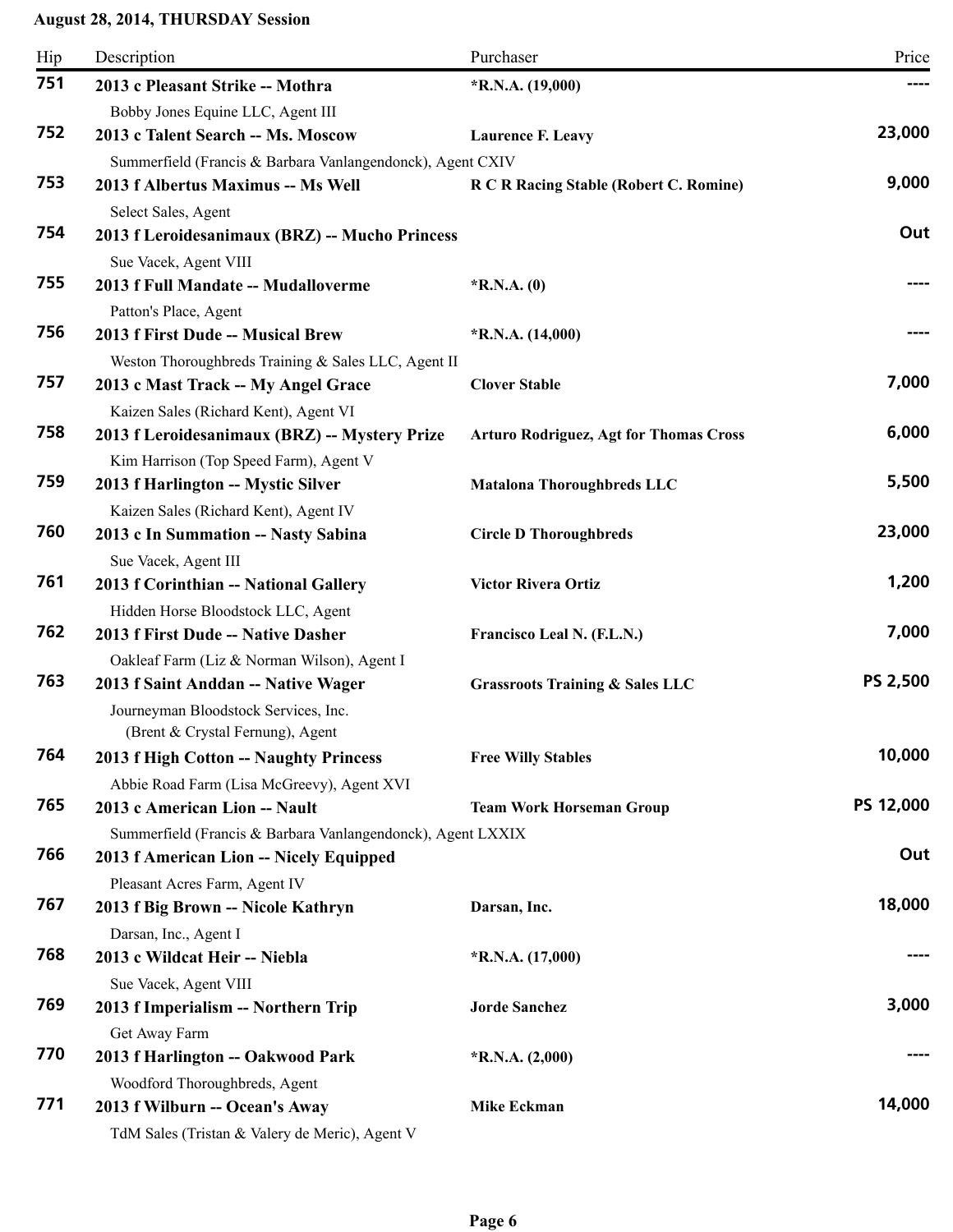**August 28, 2014, THURSDAY Session**

| Hip | Description | Purchaser | Price |
|---|---|---|---|
| 751 | **2013 c Pleasant Strike -- Mothra** | ***R.N.A. (19,000)** | ---- |
| | Bobby Jones Equine LLC, Agent III | | |
| 752 | **2013 c Talent Search -- Ms. Moscow** | **Laurence F. Leavy** | **23,000** |
| | Summerfield (Francis & Barbara Vanlangendonck), Agent CXIV | | |
| 753 | **2013 f Albertus Maximus -- Ms Well** | **R C R Racing Stable (Robert C. Romine)** | **9,000** |
| | Select Sales, Agent | | |
| 754 | **2013 f Leroidesanimaux (BRZ) -- Mucho Princess** | | **Out** |
| | Sue Vacek, Agent VIII | | |
| 755 | **2013 f Full Mandate -- Mudalloverme** | ***R.N.A. (0)** | ---- |
| | Patton's Place, Agent | | |
| 756 | **2013 f First Dude -- Musical Brew** | ***R.N.A. (14,000)** | ---- |
| | Weston Thoroughbreds Training & Sales LLC, Agent II | | |
| 757 | **2013 c Mast Track -- My Angel Grace** | **Clover Stable** | **7,000** |
| | Kaizen Sales (Richard Kent), Agent VI | | |
| 758 | **2013 f Leroidesanimaux (BRZ) -- Mystery Prize** | **Arturo Rodriguez, Agt for Thomas Cross** | **6,000** |
| | Kim Harrison (Top Speed Farm), Agent V | | |
| 759 | **2013 f Harlington -- Mystic Silver** | **Matalona Thoroughbreds LLC** | **5,500** |
| | Kaizen Sales (Richard Kent), Agent IV | | |
| 760 | **2013 c In Summation -- Nasty Sabina** | **Circle D Thoroughbreds** | **23,000** |
| | Sue Vacek, Agent III | | |
| 761 | **2013 f Corinthian -- National Gallery** | **Victor Rivera Ortiz** | **1,200** |
| | Hidden Horse Bloodstock LLC, Agent | | |
| 762 | **2013 f First Dude -- Native Dasher** | **Francisco Leal N. (F.L.N.)** | **7,000** |
| | Oakleaf Farm (Liz & Norman Wilson), Agent I | | |
| 763 | **2013 f Saint Anddan -- Native Wager** | **Grassroots Training & Sales LLC** | **PS 2,500** |
| | Journeyman Bloodstock Services, Inc. (Brent & Crystal Fernung), Agent | | |
| 764 | **2013 f High Cotton -- Naughty Princess** | **Free Willy Stables** | **10,000** |
| | Abbie Road Farm (Lisa McGreevy), Agent XVI | | |
| 765 | **2013 c American Lion -- Nault** | **Team Work Horseman Group** | **PS 12,000** |
| | Summerfield (Francis & Barbara Vanlangendonck), Agent LXXIX | | |
| 766 | **2013 f American Lion -- Nicely Equipped** | | **Out** |
| | Pleasant Acres Farm, Agent IV | | |
| 767 | **2013 f Big Brown -- Nicole Kathryn** | **Darsan, Inc.** | **18,000** |
| | Darsan, Inc., Agent I | | |
| 768 | **2013 c Wildcat Heir -- Niebla** | ***R.N.A. (17,000)** | ---- |
| | Sue Vacek, Agent VIII | | |
| 769 | **2013 f Imperialism -- Northern Trip** | **Jorde Sanchez** | **3,000** |
| | Get Away Farm | | |
| 770 | **2013 f Harlington -- Oakwood Park** | ***R.N.A. (2,000)** | ---- |
| | Woodford Thoroughbreds, Agent | | |
| 771 | **2013 f Wilburn -- Ocean's Away** | **Mike Eckman** | **14,000** |
| | TdM Sales (Tristan & Valery de Meric), Agent V | | |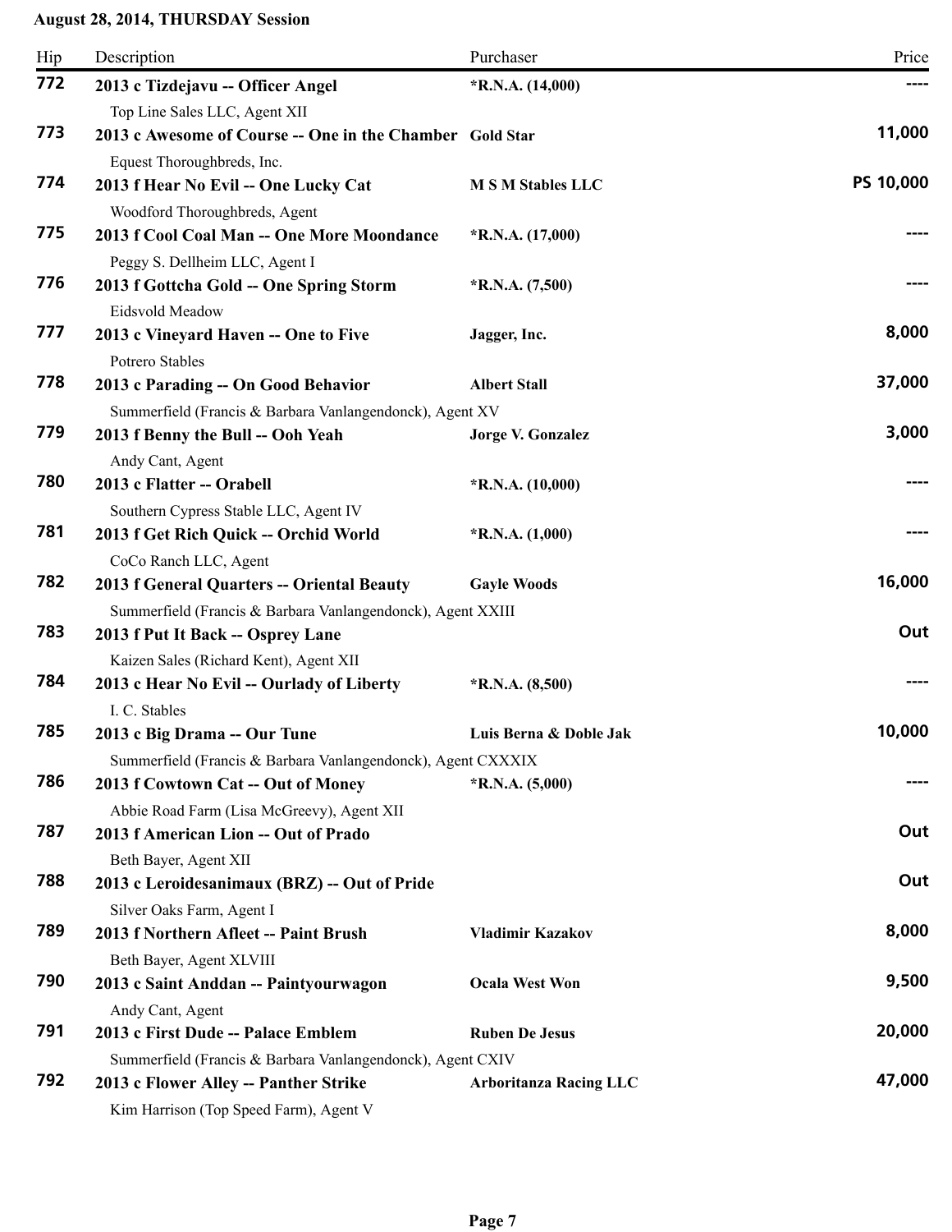**August 28, 2014, THURSDAY Session**

| Hip | Description | Purchaser | Price |
|---|---|---|---|
| 772 | **2013 c Tizdejavu -- Officer Angel**<br>Top Line Sales LLC, Agent XII | *R.N.A. (14,000) | ---- |
| 773 | **2013 c Awesome of Course -- One in the Chamber**<br>Equest Thoroughbreds, Inc. | Gold Star | 11,000 |
| 774 | **2013 f Hear No Evil -- One Lucky Cat**<br>Woodford Thoroughbreds, Agent | M S M Stables LLC | PS 10,000 |
| 775 | **2013 f Cool Coal Man -- One More Moondance**<br>Peggy S. Dellheim LLC, Agent I | *R.N.A. (17,000) | ---- |
| 776 | **2013 f Gottcha Gold -- One Spring Storm**<br>Eidsvold Meadow | *R.N.A. (7,500) | ---- |
| 777 | **2013 c Vineyard Haven -- One to Five**<br>Potrero Stables | Jagger, Inc. | 8,000 |
| 778 | **2013 c Parading -- On Good Behavior**<br>Summerfield (Francis & Barbara Vanlangendonck), Agent XV | Albert Stall | 37,000 |
| 779 | **2013 f Benny the Bull -- Ooh Yeah**<br>Andy Cant, Agent | Jorge V. Gonzalez | 3,000 |
| 780 | **2013 c Flatter -- Orabell**<br>Southern Cypress Stable LLC, Agent IV | *R.N.A. (10,000) | ---- |
| 781 | **2013 f Get Rich Quick -- Orchid World**<br>CoCo Ranch LLC, Agent | *R.N.A. (1,000) | ---- |
| 782 | **2013 f General Quarters -- Oriental Beauty**<br>Summerfield (Francis & Barbara Vanlangendonck), Agent XXIII | Gayle Woods | 16,000 |
| 783 | **2013 f Put It Back -- Osprey Lane**<br>Kaizen Sales (Richard Kent), Agent XII | | Out |
| 784 | **2013 c Hear No Evil -- Ourlady of Liberty**<br>I. C. Stables | *R.N.A. (8,500) | ---- |
| 785 | **2013 c Big Drama -- Our Tune**<br>Summerfield (Francis & Barbara Vanlangendonck), Agent CXXXIX | Luis Berna & Doble Jak | 10,000 |
| 786 | **2013 f Cowtown Cat -- Out of Money**<br>Abbie Road Farm (Lisa McGreevy), Agent XII | *R.N.A. (5,000) | ---- |
| 787 | **2013 f American Lion -- Out of Prado**<br>Beth Bayer, Agent XII | | Out |
| 788 | **2013 c Leroidesanimaux (BRZ) -- Out of Pride**<br>Silver Oaks Farm, Agent I | | Out |
| 789 | **2013 f Northern Afleet -- Paint Brush**<br>Beth Bayer, Agent XLVIII | Vladimir Kazakov | 8,000 |
| 790 | **2013 c Saint Anddan -- Paintyourwagon**<br>Andy Cant, Agent | Ocala West Won | 9,500 |
| 791 | **2013 c First Dude -- Palace Emblem**<br>Summerfield (Francis & Barbara Vanlangendonck), Agent CXIV | Ruben De Jesus | 20,000 |
| 792 | **2013 c Flower Alley -- Panther Strike**<br>Kim Harrison (Top Speed Farm), Agent V | Arboritanza Racing LLC | 47,000 |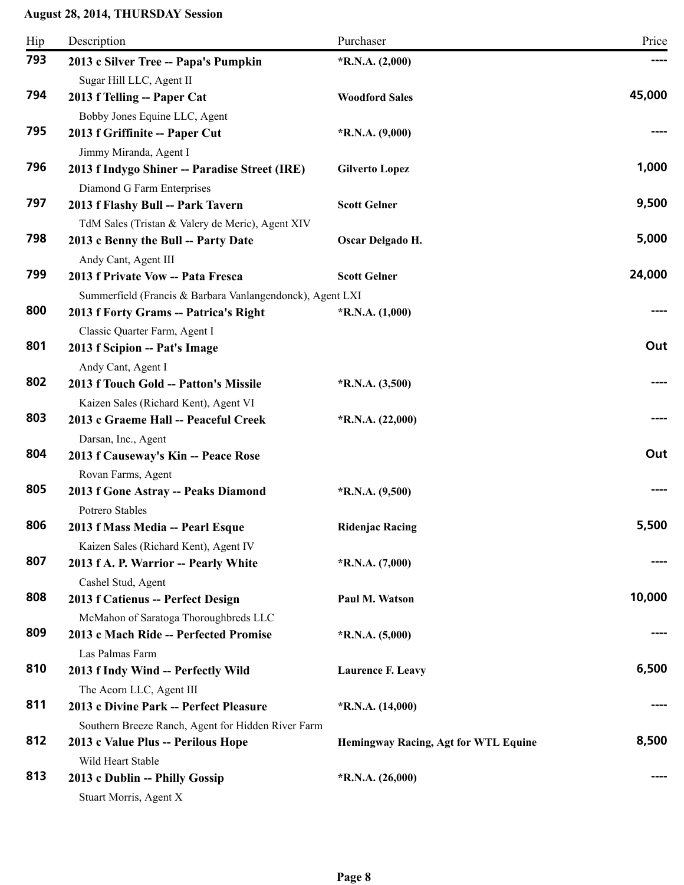**August 28, 2014, THURSDAY Session**

| Hip | Description | Purchaser | Price |
|---|---|---|---|
| 793 | **2013 c Silver Tree -- Papa's Pumpkin**<br>Sugar Hill LLC, Agent II | *R.N.A. (2,000) | ---- |
| 794 | **2013 f Telling -- Paper Cat**<br>Bobby Jones Equine LLC, Agent | Woodford Sales | 45,000 |
| 795 | **2013 f Griffinite -- Paper Cut**<br>Jimmy Miranda, Agent I | *R.N.A. (9,000) | ---- |
| 796 | **2013 f Indygo Shiner -- Paradise Street (IRE)**<br>Diamond G Farm Enterprises | Gilverto Lopez | 1,000 |
| 797 | **2013 f Flashy Bull -- Park Tavern**<br>TdM Sales (Tristan & Valery de Meric), Agent XIV | Scott Gelner | 9,500 |
| 798 | **2013 c Benny the Bull -- Party Date**<br>Andy Cant, Agent III | Oscar Delgado H. | 5,000 |
| 799 | **2013 f Private Vow -- Pata Fresca**<br>Summerfield (Francis & Barbara Vanlangendonck), Agent LXI | Scott Gelner | 24,000 |
| 800 | **2013 f Forty Grams -- Patrica's Right**<br>Classic Quarter Farm, Agent I | *R.N.A. (1,000) | ---- |
| 801 | **2013 f Scipion -- Pat's Image**<br>Andy Cant, Agent I | | Out |
| 802 | **2013 f Touch Gold -- Patton's Missile**<br>Kaizen Sales (Richard Kent), Agent VI | *R.N.A. (3,500) | ---- |
| 803 | **2013 c Graeme Hall -- Peaceful Creek**<br>Darsan, Inc., Agent | *R.N.A. (22,000) | ---- |
| 804 | **2013 f Causeway's Kin -- Peace Rose**<br>Rovan Farms, Agent | | Out |
| 805 | **2013 f Gone Astray -- Peaks Diamond**<br>Potrero Stables | *R.N.A. (9,500) | ---- |
| 806 | **2013 f Mass Media -- Pearl Esque**<br>Kaizen Sales (Richard Kent), Agent IV | Ridenjac Racing | 5,500 |
| 807 | **2013 f A. P. Warrior -- Pearly White**<br>Cashel Stud, Agent | *R.N.A. (7,000) | ---- |
| 808 | **2013 f Catienus -- Perfect Design**<br>McMahon of Saratoga Thoroughbreds LLC | Paul M. Watson | 10,000 |
| 809 | **2013 c Mach Ride -- Perfected Promise**<br>Las Palmas Farm | *R.N.A. (5,000) | ---- |
| 810 | **2013 f Indy Wind -- Perfectly Wild**<br>The Acorn LLC, Agent III | Laurence F. Leavy | 6,500 |
| 811 | **2013 c Divine Park -- Perfect Pleasure**<br>Southern Breeze Ranch, Agent for Hidden River Farm | *R.N.A. (14,000) | ---- |
| 812 | **2013 c Value Plus -- Perilous Hope**<br>Wild Heart Stable | Hemingway Racing, Agt for WTL Equine | 8,500 |
| 813 | **2013 c Dublin -- Philly Gossip**<br>Stuart Morris, Agent X | *R.N.A. (26,000) | ---- |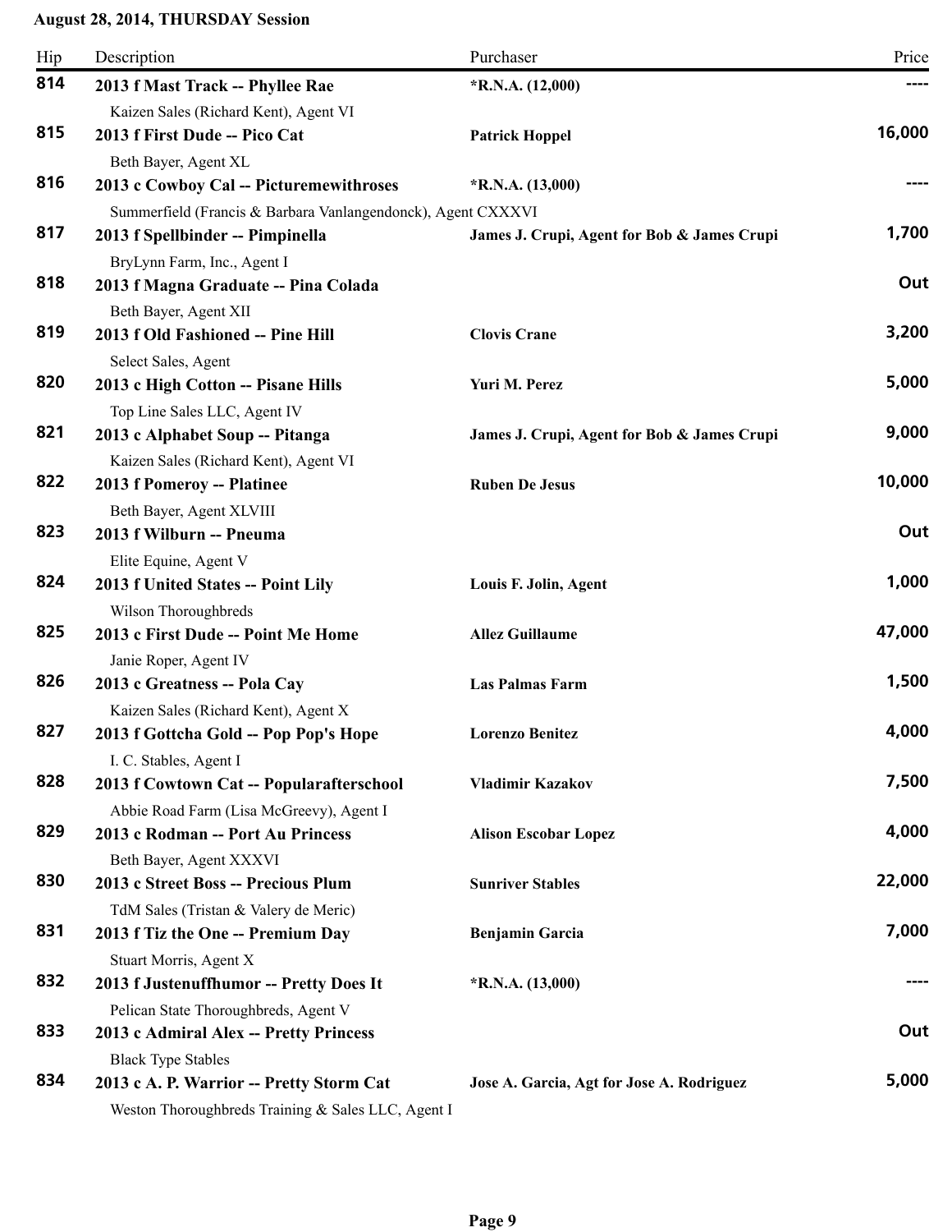**August 28, 2014, THURSDAY Session**

| Hip | Description | Purchaser | Price |
|---|---|---|---|
| 814 | **2013 f Mast Track -- Phyllee Rae**<br>Kaizen Sales (Richard Kent), Agent VI | *R.N.A. (12,000) | ---- |
| 815 | **2013 f First Dude -- Pico Cat**<br>Beth Bayer, Agent XL | **Patrick Hoppel** | **16,000** |
| 816 | **2013 c Cowboy Cal -- Picturemewithroses**<br>Summerfield (Francis & Barbara Vanlangendonck), Agent CXXXVI | *R.N.A. (13,000) | ---- |
| 817 | **2013 f Spellbinder -- Pimpinella**<br>BryLynn Farm, Inc., Agent I | **James J. Crupi, Agent for Bob & James Crupi** | **1,700** |
| 818 | **2013 f Magna Graduate -- Pina Colada**<br>Beth Bayer, Agent XII | | **Out** |
| 819 | **2013 f Old Fashioned -- Pine Hill**<br>Select Sales, Agent | **Clovis Crane** | **3,200** |
| 820 | **2013 c High Cotton -- Pisane Hills**<br>Top Line Sales LLC, Agent IV | **Yuri M. Perez** | **5,000** |
| 821 | **2013 c Alphabet Soup -- Pitanga**<br>Kaizen Sales (Richard Kent), Agent VI | **James J. Crupi, Agent for Bob & James Crupi** | **9,000** |
| 822 | **2013 f Pomeroy -- Platinee**<br>Beth Bayer, Agent XLVIII | **Ruben De Jesus** | **10,000** |
| 823 | **2013 f Wilburn -- Pneuma**<br>Elite Equine, Agent V | | **Out** |
| 824 | **2013 f United States -- Point Lily**<br>Wilson Thoroughbreds | **Louis F. Jolin, Agent** | **1,000** |
| 825 | **2013 c First Dude -- Point Me Home**<br>Janie Roper, Agent IV | **Allez Guillaume** | **47,000** |
| 826 | **2013 c Greatness -- Pola Cay**<br>Kaizen Sales (Richard Kent), Agent X | **Las Palmas Farm** | **1,500** |
| 827 | **2013 f Gottcha Gold -- Pop Pop's Hope**<br>I. C. Stables, Agent I | **Lorenzo Benitez** | **4,000** |
| 828 | **2013 f Cowtown Cat -- Popularafterschool**<br>Abbie Road Farm (Lisa McGreevy), Agent I | **Vladimir Kazakov** | **7,500** |
| 829 | **2013 c Rodman -- Port Au Princess**<br>Beth Bayer, Agent XXXVI | **Alison Escobar Lopez** | **4,000** |
| 830 | **2013 c Street Boss -- Precious Plum**<br>TdM Sales (Tristan & Valery de Meric) | **Sunriver Stables** | **22,000** |
| 831 | **2013 f Tiz the One -- Premium Day**<br>Stuart Morris, Agent X | **Benjamin Garcia** | **7,000** |
| 832 | **2013 f Justenuffhumor -- Pretty Does It**<br>Pelican State Thoroughbreds, Agent V | *R.N.A. (13,000) | ---- |
| 833 | **2013 c Admiral Alex -- Pretty Princess**<br>Black Type Stables | | **Out** |
| 834 | **2013 c A. P. Warrior -- Pretty Storm Cat**<br>Weston Thoroughbreds Training & Sales LLC, Agent I | **Jose A. Garcia, Agt for Jose A. Rodriguez** | **5,000** |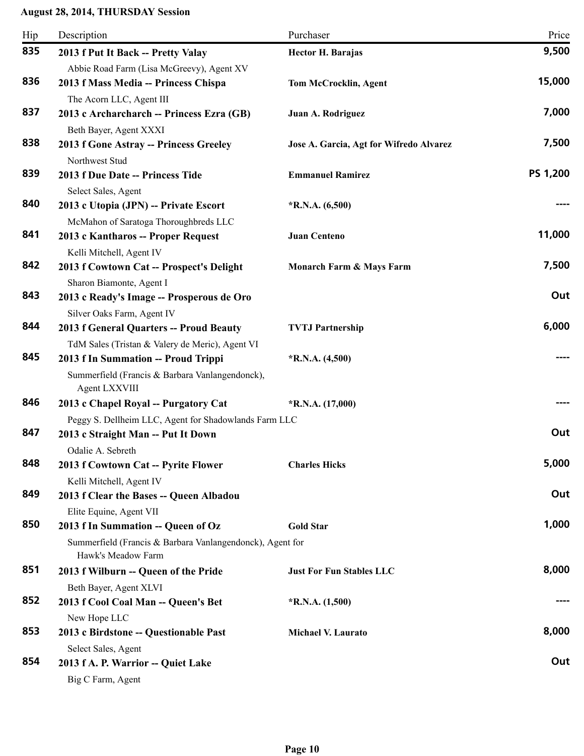**August 28, 2014, THURSDAY Session**

| Hip | Description | Purchaser | Price |
|---|---|---|---|
| 835 | **2013 f Put It Back -- Pretty Valay**<br>Abbie Road Farm (Lisa McGreevy), Agent XV | Hector H. Barajas | 9,500 |
| 836 | **2013 f Mass Media -- Princess Chispa**<br>The Acorn LLC, Agent III | Tom McCrocklin, Agent | 15,000 |
| 837 | **2013 c Archarcharch -- Princess Ezra (GB)**<br>Beth Bayer, Agent XXXI | Juan A. Rodriguez | 7,000 |
| 838 | **2013 f Gone Astray -- Princess Greeley**<br>Northwest Stud | Jose A. Garcia, Agt for Wifredo Alvarez | 7,500 |
| 839 | **2013 f Due Date -- Princess Tide**<br>Select Sales, Agent | Emmanuel Ramirez | PS 1,200 |
| 840 | **2013 c Utopia (JPN) -- Private Escort**<br>McMahon of Saratoga Thoroughbreds LLC | *R.N.A. (6,500) | ---- |
| 841 | **2013 c Kantharos -- Proper Request**<br>Kelli Mitchell, Agent IV | Juan Centeno | 11,000 |
| 842 | **2013 f Cowtown Cat -- Prospect's Delight**<br>Sharon Biamonte, Agent I | Monarch Farm & Mays Farm | 7,500 |
| 843 | **2013 c Ready's Image -- Prosperous de Oro**<br>Silver Oaks Farm, Agent IV | | Out |
| 844 | **2013 f General Quarters -- Proud Beauty**<br>TdM Sales (Tristan & Valery de Meric), Agent VI | TVTJ Partnership | 6,000 |
| 845 | **2013 f In Summation -- Proud Trippi**<br>Summerfield (Francis & Barbara Vanlangendonck), Agent LXXVIII | *R.N.A. (4,500) | ---- |
| 846 | **2013 c Chapel Royal -- Purgatory Cat**<br>Peggy S. Dellheim LLC, Agent for Shadowlands Farm LLC | *R.N.A. (17,000) | ---- |
| 847 | **2013 c Straight Man -- Put It Down**<br>Odalie A. Sebreth | | Out |
| 848 | **2013 f Cowtown Cat -- Pyrite Flower**<br>Kelli Mitchell, Agent IV | Charles Hicks | 5,000 |
| 849 | **2013 f Clear the Bases -- Queen Albadou**<br>Elite Equine, Agent VII | | Out |
| 850 | **2013 f In Summation -- Queen of Oz**<br>Summerfield (Francis & Barbara Vanlangendonck), Agent for Hawk's Meadow Farm | Gold Star | 1,000 |
| 851 | **2013 f Wilburn -- Queen of the Pride**<br>Beth Bayer, Agent XLVI | Just For Fun Stables LLC | 8,000 |
| 852 | **2013 f Cool Coal Man -- Queen's Bet**<br>New Hope LLC | *R.N.A. (1,500) | ---- |
| 853 | **2013 c Birdstone -- Questionable Past**<br>Select Sales, Agent | Michael V. Laurato | 8,000 |
| 854 | **2013 f A. P. Warrior -- Quiet Lake**<br>Big C Farm, Agent | | Out |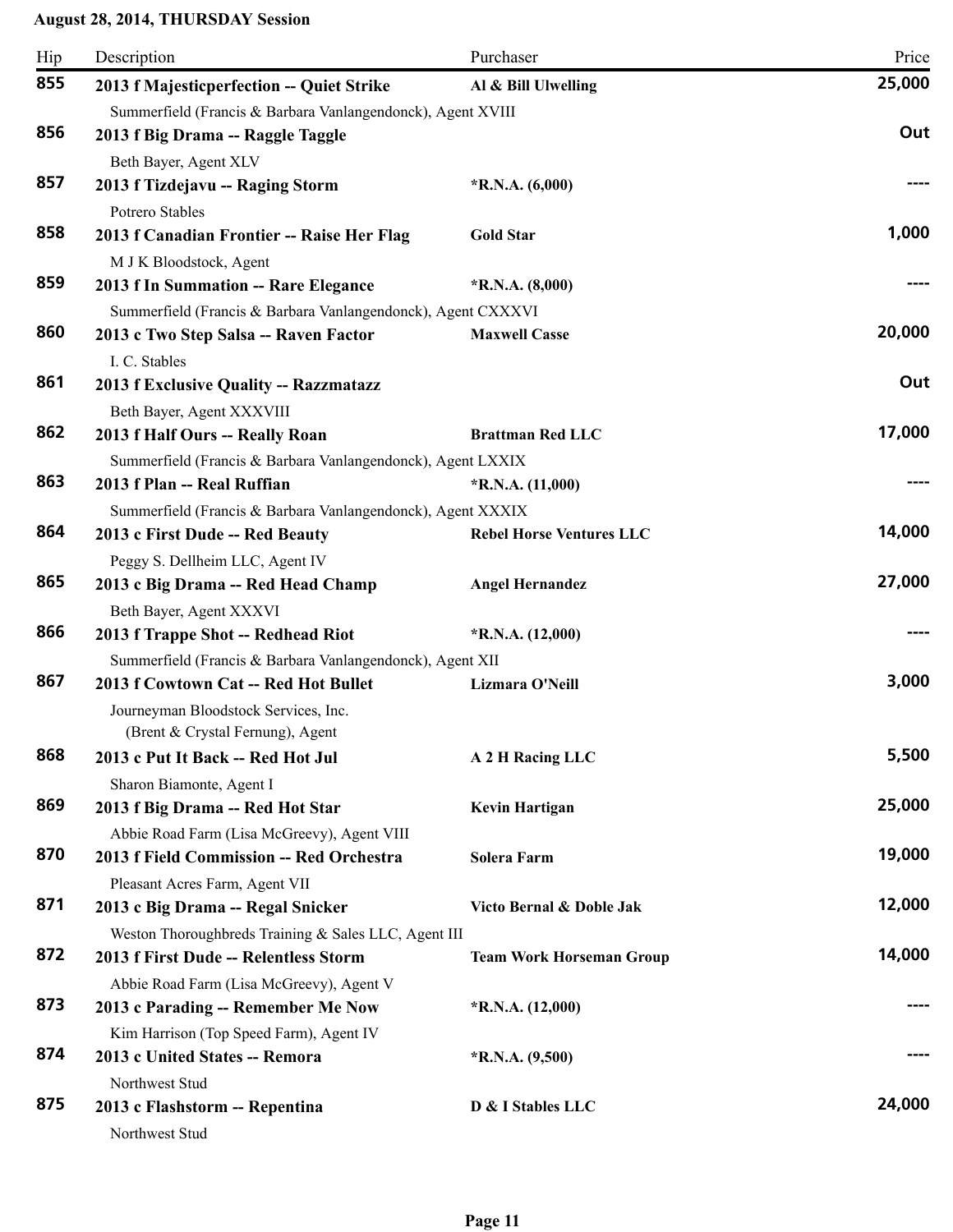**August 28, 2014, THURSDAY Session**

| Hip | Description | Purchaser | Price |
|---|---|---|---|
| 855 | **2013 f Majesticperfection -- Quiet Strike**<br>Summerfield (Francis & Barbara Vanlangendonck), Agent XVIII | **Al & Bill Ulwelling** | **25,000** |
| 856 | **2013 f Big Drama -- Raggle Taggle**<br>Beth Bayer, Agent XLV | | **Out** |
| 857 | **2013 f Tizdejavu -- Raging Storm**<br>Potrero Stables | ***R.N.A. (6,000)** | **----** |
| 858 | **2013 f Canadian Frontier -- Raise Her Flag**<br>M J K Bloodstock, Agent | **Gold Star** | **1,000** |
| 859 | **2013 f In Summation -- Rare Elegance**<br>Summerfield (Francis & Barbara Vanlangendonck), Agent CXXXVI | ***R.N.A. (8,000)** | **----** |
| 860 | **2013 c Two Step Salsa -- Raven Factor**<br>I. C. Stables | **Maxwell Casse** | **20,000** |
| 861 | **2013 f Exclusive Quality -- Razzmatazz**<br>Beth Bayer, Agent XXXVIII | | **Out** |
| 862 | **2013 f Half Ours -- Really Roan**<br>Summerfield (Francis & Barbara Vanlangendonck), Agent LXXIX | **Brattman Red LLC** | **17,000** |
| 863 | **2013 f Plan -- Real Ruffian**<br>Summerfield (Francis & Barbara Vanlangendonck), Agent XXXIX | ***R.N.A. (11,000)** | **----** |
| 864 | **2013 c First Dude -- Red Beauty**<br>Peggy S. Dellheim LLC, Agent IV | **Rebel Horse Ventures LLC** | **14,000** |
| 865 | **2013 c Big Drama -- Red Head Champ**<br>Beth Bayer, Agent XXXVI | **Angel Hernandez** | **27,000** |
| 866 | **2013 f Trappe Shot -- Redhead Riot**<br>Summerfield (Francis & Barbara Vanlangendonck), Agent XII | ***R.N.A. (12,000)** | **----** |
| 867 | **2013 f Cowtown Cat -- Red Hot Bullet**<br>Journeyman Bloodstock Services, Inc. (Brent & Crystal Fernung), Agent | **Lizmara O'Neill** | **3,000** |
| 868 | **2013 c Put It Back -- Red Hot Jul**<br>Sharon Biamonte, Agent I | **A 2 H Racing LLC** | **5,500** |
| 869 | **2013 f Big Drama -- Red Hot Star**<br>Abbie Road Farm (Lisa McGreevy), Agent VIII | **Kevin Hartigan** | **25,000** |
| 870 | **2013 f Field Commission -- Red Orchestra**<br>Pleasant Acres Farm, Agent VII | **Solera Farm** | **19,000** |
| 871 | **2013 c Big Drama -- Regal Snicker**<br>Weston Thoroughbreds Training & Sales LLC, Agent III | **Victo Bernal & Doble Jak** | **12,000** |
| 872 | **2013 f First Dude -- Relentless Storm**<br>Abbie Road Farm (Lisa McGreevy), Agent V | **Team Work Horseman Group** | **14,000** |
| 873 | **2013 c Parading -- Remember Me Now**<br>Kim Harrison (Top Speed Farm), Agent IV | ***R.N.A. (12,000)** | **----** |
| 874 | **2013 c United States -- Remora**<br>Northwest Stud | ***R.N.A. (9,500)** | **----** |
| 875 | **2013 c Flashstorm -- Repentina**<br>Northwest Stud | **D & I Stables LLC** | **24,000** |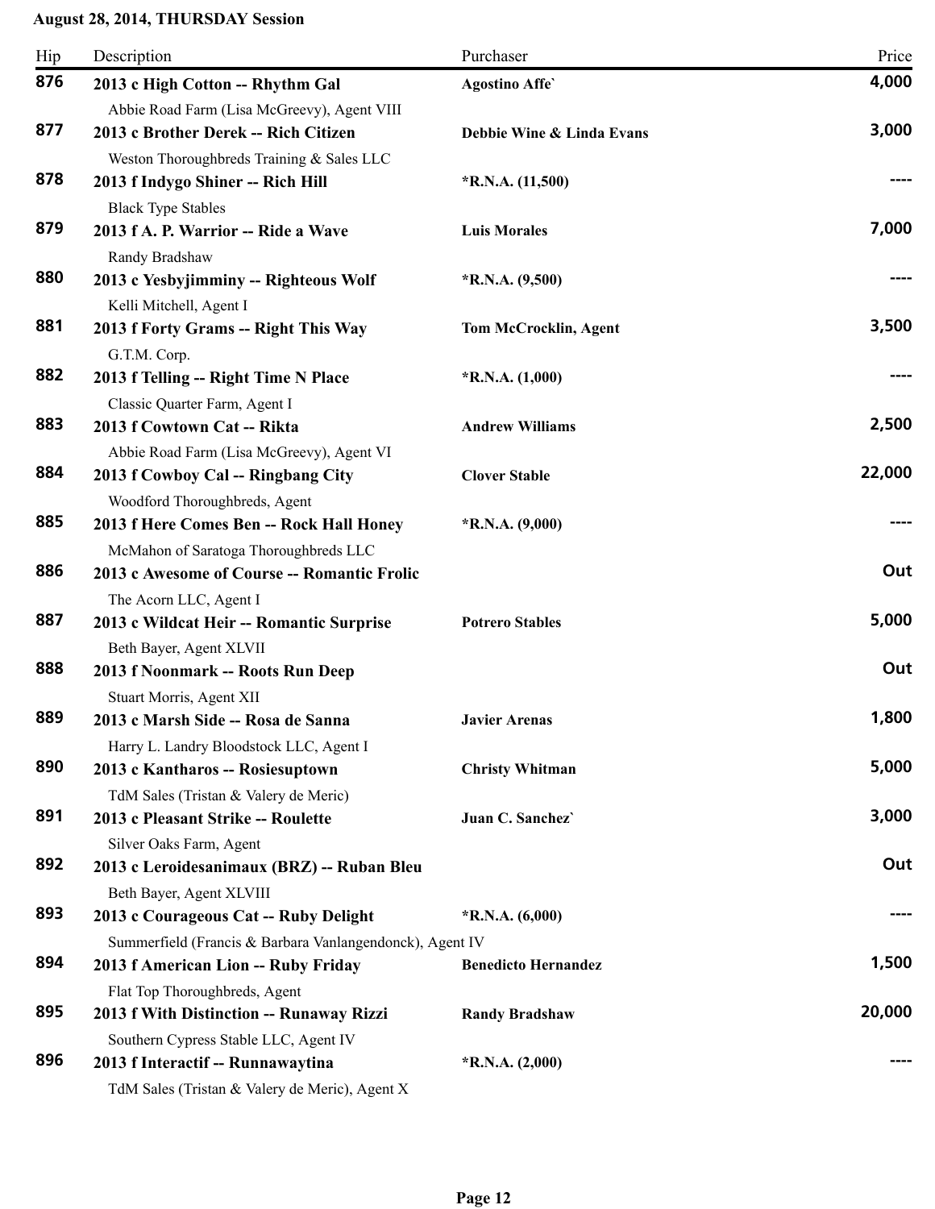**August 28, 2014, THURSDAY Session**

| Hip | Description | Purchaser | Price |
|---|---|---|---|
| 876 | **2013 c High Cotton -- Rhythm Gal**<br>Abbie Road Farm (Lisa McGreevy), Agent VIII | **Agostino Affe`** | **4,000** |
| 877 | **2013 c Brother Derek -- Rich Citizen**<br>Weston Thoroughbreds Training & Sales LLC | **Debbie Wine & Linda Evans** | **3,000** |
| 878 | **2013 f Indygo Shiner -- Rich Hill**<br>Black Type Stables | ***R.N.A. (11,500)** | **----** |
| 879 | **2013 f A. P. Warrior -- Ride a Wave**<br>Randy Bradshaw | **Luis Morales** | **7,000** |
| 880 | **2013 c Yesbyjimminy -- Righteous Wolf**<br>Kelli Mitchell, Agent I | ***R.N.A. (9,500)** | **----** |
| 881 | **2013 f Forty Grams -- Right This Way**<br>G.T.M. Corp. | **Tom McCrocklin, Agent** | **3,500** |
| 882 | **2013 f Telling -- Right Time N Place**<br>Classic Quarter Farm, Agent I | ***R.N.A. (1,000)** | **----** |
| 883 | **2013 f Cowtown Cat -- Rikta**<br>Abbie Road Farm (Lisa McGreevy), Agent VI | **Andrew Williams** | **2,500** |
| 884 | **2013 f Cowboy Cal -- Ringbang City**<br>Woodford Thoroughbreds, Agent | **Clover Stable** | **22,000** |
| 885 | **2013 f Here Comes Ben -- Rock Hall Honey**<br>McMahon of Saratoga Thoroughbreds LLC | ***R.N.A. (9,000)** | **----** |
| 886 | **2013 c Awesome of Course -- Romantic Frolic**<br>The Acorn LLC, Agent I | | **Out** |
| 887 | **2013 c Wildcat Heir -- Romantic Surprise**<br>Beth Bayer, Agent XLVII | **Potrero Stables** | **5,000** |
| 888 | **2013 f Noonmark -- Roots Run Deep**<br>Stuart Morris, Agent XII | | **Out** |
| 889 | **2013 c Marsh Side -- Rosa de Sanna**<br>Harry L. Landry Bloodstock LLC, Agent I | **Javier Arenas** | **1,800** |
| 890 | **2013 c Kantharos -- Rosiesuptown**<br>TdM Sales (Tristan & Valery de Meric) | **Christy Whitman** | **5,000** |
| 891 | **2013 c Pleasant Strike -- Roulette**<br>Silver Oaks Farm, Agent | **Juan C. Sanchez`** | **3,000** |
| 892 | **2013 c Leroidesanimaux (BRZ) -- Ruban Bleu**<br>Beth Bayer, Agent XLVIII | | **Out** |
| 893 | **2013 c Courageous Cat -- Ruby Delight**<br>Summerfield (Francis & Barbara Vanlangendonck), Agent IV | ***R.N.A. (6,000)** | **----** |
| 894 | **2013 f American Lion -- Ruby Friday**<br>Flat Top Thoroughbreds, Agent | **Benedicto Hernandez** | **1,500** |
| 895 | **2013 f With Distinction -- Runaway Rizzi**<br>Southern Cypress Stable LLC, Agent IV | **Randy Bradshaw** | **20,000** |
| 896 | **2013 f Interactif -- Runnawaytina**<br>TdM Sales (Tristan & Valery de Meric), Agent X | ***R.N.A. (2,000)** | **----** |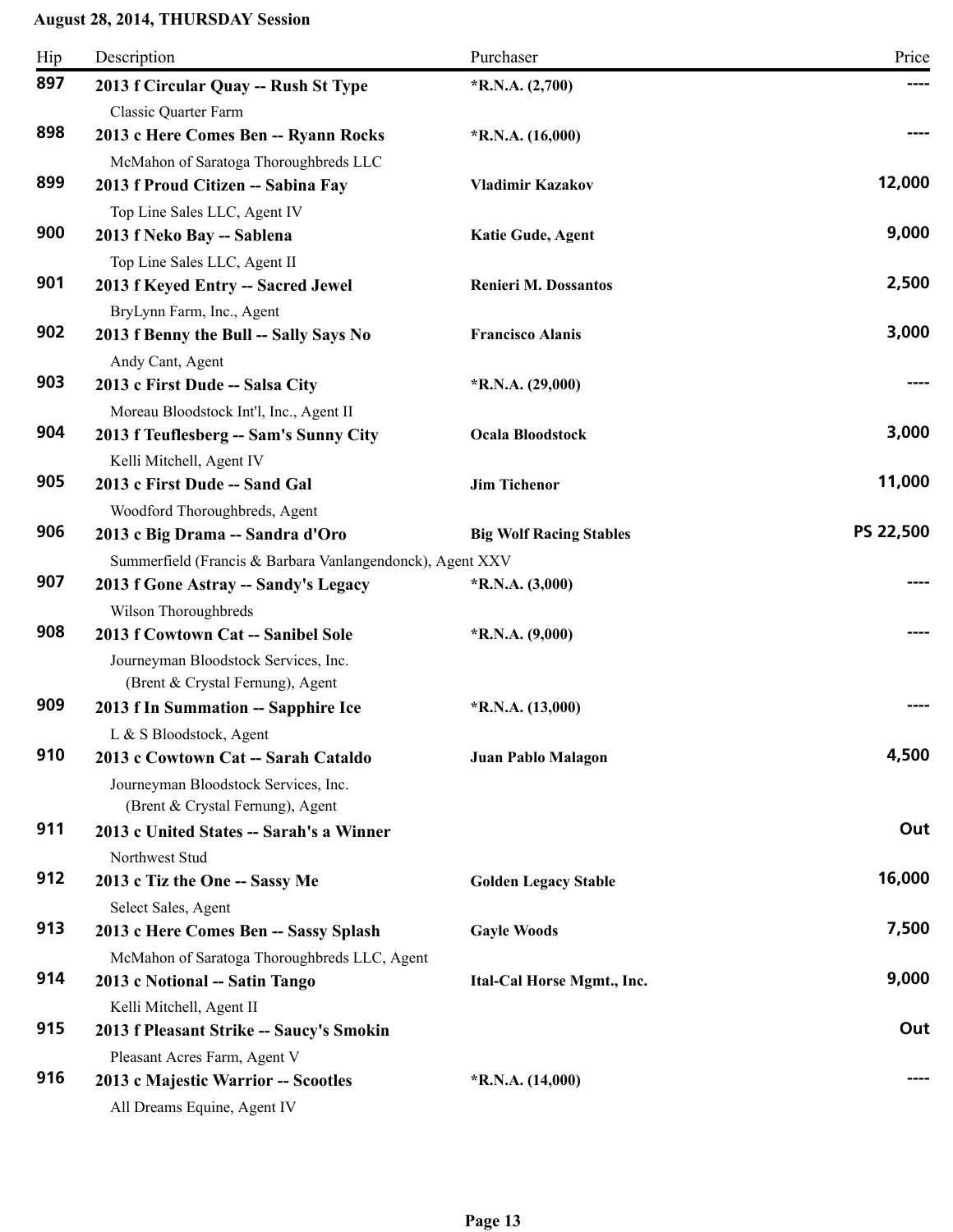**August 28, 2014, THURSDAY Session**

| Hip | Description | Purchaser | Price |
|---|---|---|---|
| 897 | **2013 f Circular Quay -- Rush St Type**<br>Classic Quarter Farm | ***R.N.A. (2,700)** | ---- |
| 898 | **2013 c Here Comes Ben -- Ryann Rocks**<br>McMahon of Saratoga Thoroughbreds LLC | ***R.N.A. (16,000)** | ---- |
| 899 | **2013 f Proud Citizen -- Sabina Fay**<br>Top Line Sales LLC, Agent IV | **Vladimir Kazakov** | 12,000 |
| 900 | **2013 f Neko Bay -- Sablena**<br>Top Line Sales LLC, Agent II | **Katie Gude, Agent** | 9,000 |
| 901 | **2013 f Keyed Entry -- Sacred Jewel**<br>BryLynn Farm, Inc., Agent | **Renieri M. Dossantos** | 2,500 |
| 902 | **2013 f Benny the Bull -- Sally Says No**<br>Andy Cant, Agent | **Francisco Alanis** | 3,000 |
| 903 | **2013 c First Dude -- Salsa City**<br>Moreau Bloodstock Int'l, Inc., Agent II | ***R.N.A. (29,000)** | ---- |
| 904 | **2013 f Teuflesberg -- Sam's Sunny City**<br>Kelli Mitchell, Agent IV | **Ocala Bloodstock** | 3,000 |
| 905 | **2013 c First Dude -- Sand Gal**<br>Woodford Thoroughbreds, Agent | **Jim Tichenor** | 11,000 |
| 906 | **2013 c Big Drama -- Sandra d'Oro**<br>Summerfield (Francis & Barbara Vanlangendonck), Agent XXV | **Big Wolf Racing Stables** | PS 22,500 |
| 907 | **2013 f Gone Astray -- Sandy's Legacy**<br>Wilson Thoroughbreds | ***R.N.A. (3,000)** | ---- |
| 908 | **2013 f Cowtown Cat -- Sanibel Sole**<br>Journeyman Bloodstock Services, Inc. (Brent & Crystal Fernung), Agent | ***R.N.A. (9,000)** | ---- |
| 909 | **2013 f In Summation -- Sapphire Ice**<br>L & S Bloodstock, Agent | ***R.N.A. (13,000)** | ---- |
| 910 | **2013 c Cowtown Cat -- Sarah Cataldo**<br>Journeyman Bloodstock Services, Inc. (Brent & Crystal Fernung), Agent | **Juan Pablo Malagon** | 4,500 |
| 911 | **2013 c United States -- Sarah's a Winner**<br>Northwest Stud | | Out |
| 912 | **2013 c Tiz the One -- Sassy Me**<br>Select Sales, Agent | **Golden Legacy Stable** | 16,000 |
| 913 | **2013 c Here Comes Ben -- Sassy Splash**<br>McMahon of Saratoga Thoroughbreds LLC, Agent | **Gayle Woods** | 7,500 |
| 914 | **2013 c Notional -- Satin Tango**<br>Kelli Mitchell, Agent II | **Ital-Cal Horse Mgmt., Inc.** | 9,000 |
| 915 | **2013 f Pleasant Strike -- Saucy's Smokin**<br>Pleasant Acres Farm, Agent V | | Out |
| 916 | **2013 c Majestic Warrior -- Scootles**<br>All Dreams Equine, Agent IV | ***R.N.A. (14,000)** | ---- |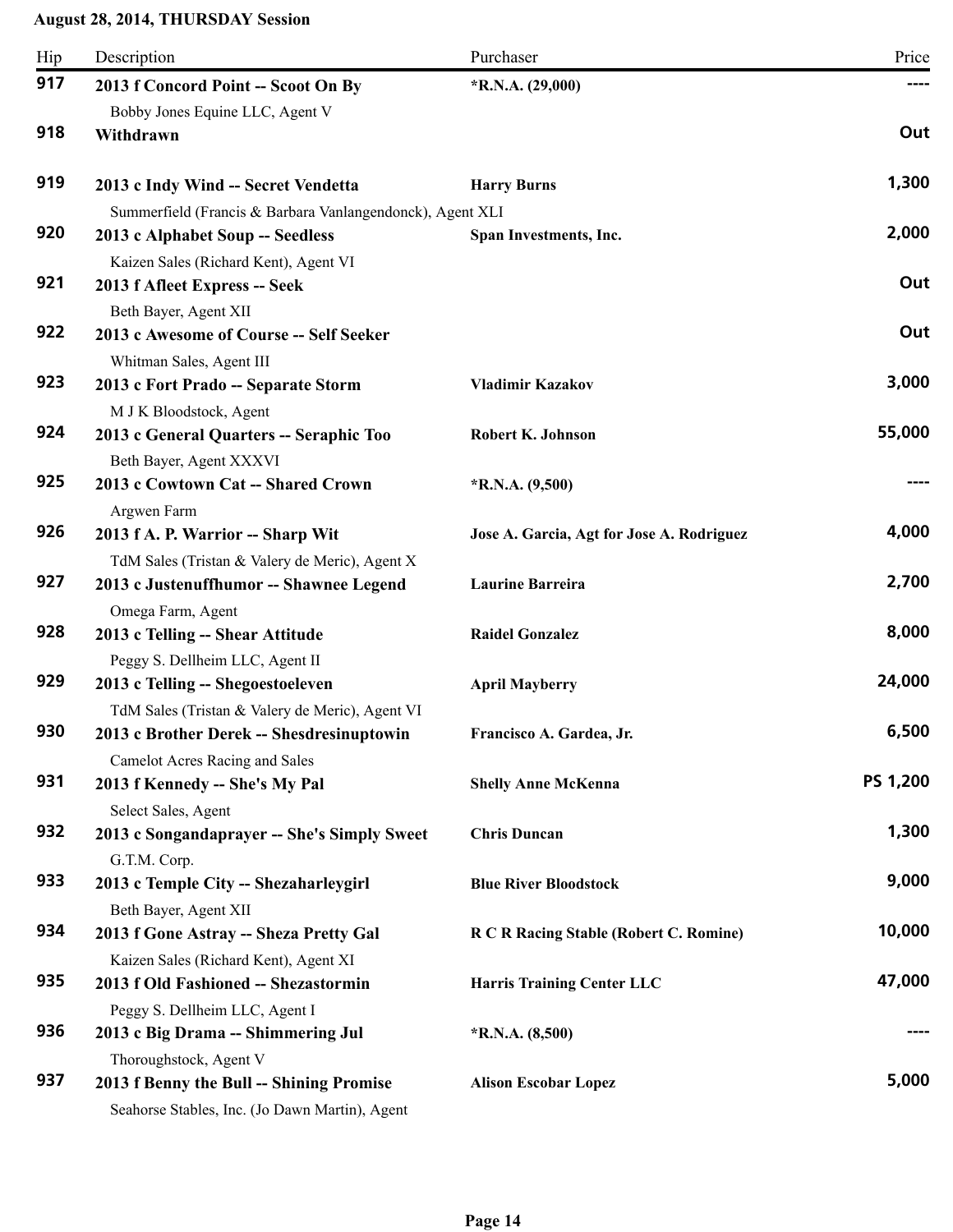**August 28, 2014, THURSDAY Session**

| Hip | Description | Purchaser | Price |
|---|---|---|---|
| **917** | **2013 f Concord Point -- Scoot On By** | **\*R.N.A. (29,000)** | **----** |
| | Bobby Jones Equine LLC, Agent V | | |
| **918** | **Withdrawn** | | **Out** |
| **919** | **2013 c Indy Wind -- Secret Vendetta** | **Harry Burns** | **1,300** |
| | Summerfield (Francis & Barbara Vanlangendonck), Agent XLI | | |
| **920** | **2013 c Alphabet Soup -- Seedless** | **Span Investments, Inc.** | **2,000** |
| | Kaizen Sales (Richard Kent), Agent VI | | |
| **921** | **2013 f Afleet Express -- Seek** | | **Out** |
| | Beth Bayer, Agent XII | | |
| **922** | **2013 c Awesome of Course -- Self Seeker** | | **Out** |
| | Whitman Sales, Agent III | | |
| **923** | **2013 c Fort Prado -- Separate Storm** | **Vladimir Kazakov** | **3,000** |
| | M J K Bloodstock, Agent | | |
| **924** | **2013 c General Quarters -- Seraphic Too** | **Robert K. Johnson** | **55,000** |
| | Beth Bayer, Agent XXXVI | | |
| **925** | **2013 c Cowtown Cat -- Shared Crown** | **\*R.N.A. (9,500)** | **----** |
| | Argwen Farm | | |
| **926** | **2013 f A. P. Warrior -- Sharp Wit** | **Jose A. Garcia, Agt for Jose A. Rodriguez** | **4,000** |
| | TdM Sales (Tristan & Valery de Meric), Agent X | | |
| **927** | **2013 c Justenuffhumor -- Shawnee Legend** | **Laurine Barreira** | **2,700** |
| | Omega Farm, Agent | | |
| **928** | **2013 c Telling -- Shear Attitude** | **Raidel Gonzalez** | **8,000** |
| | Peggy S. Dellheim LLC, Agent II | | |
| **929** | **2013 c Telling -- Shegoestoeleven** | **April Mayberry** | **24,000** |
| | TdM Sales (Tristan & Valery de Meric), Agent VI | | |
| **930** | **2013 c Brother Derek -- Shesdresinuptowin** | **Francisco A. Gardea, Jr.** | **6,500** |
| | Camelot Acres Racing and Sales | | |
| **931** | **2013 f Kennedy -- She's My Pal** | **Shelly Anne McKenna** | **PS 1,200** |
| | Select Sales, Agent | | |
| **932** | **2013 c Songandaprayer -- She's Simply Sweet** | **Chris Duncan** | **1,300** |
| | G.T.M. Corp. | | |
| **933** | **2013 c Temple City -- Shezaharleygirl** | **Blue River Bloodstock** | **9,000** |
| | Beth Bayer, Agent XII | | |
| **934** | **2013 f Gone Astray -- Sheza Pretty Gal** | **R C R Racing Stable (Robert C. Romine)** | **10,000** |
| | Kaizen Sales (Richard Kent), Agent XI | | |
| **935** | **2013 f Old Fashioned -- Shezastormin** | **Harris Training Center LLC** | **47,000** |
| | Peggy S. Dellheim LLC, Agent I | | |
| **936** | **2013 c Big Drama -- Shimmering Jul** | **\*R.N.A. (8,500)** | **----** |
| | Thoroughstock, Agent V | | |
| **937** | **2013 f Benny the Bull -- Shining Promise** | **Alison Escobar Lopez** | **5,000** |
| | Seahorse Stables, Inc. (Jo Dawn Martin), Agent | | |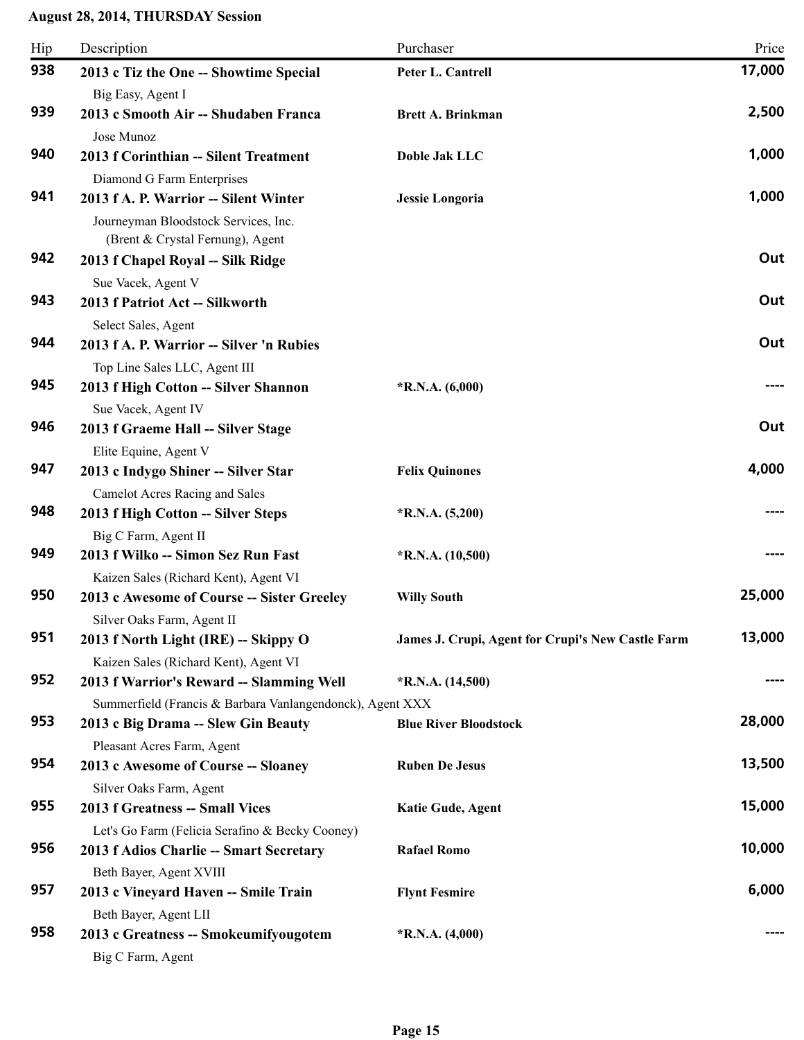**August 28, 2014, THURSDAY Session**

| Hip | Description | Purchaser | Price |
|---|---|---|---|
| **938** | **2013 c Tiz the One -- Showtime Special**<br>Big Easy, Agent I | **Peter L. Cantrell** | **17,000** |
| **939** | **2013 c Smooth Air -- Shudaben Franca**<br>Jose Munoz | **Brett A. Brinkman** | **2,500** |
| **940** | **2013 f Corinthian -- Silent Treatment**<br>Diamond G Farm Enterprises | **Doble Jak LLC** | **1,000** |
| **941** | **2013 f A. P. Warrior -- Silent Winter**<br>Journeyman Bloodstock Services, Inc. (Brent & Crystal Fernung), Agent | **Jessie Longoria** | **1,000** |
| **942** | **2013 f Chapel Royal -- Silk Ridge**<br>Sue Vacek, Agent V | | **Out** |
| **943** | **2013 f Patriot Act -- Silkworth**<br>Select Sales, Agent | | **Out** |
| **944** | **2013 f A. P. Warrior -- Silver 'n Rubies**<br>Top Line Sales LLC, Agent III | | **Out** |
| **945** | **2013 f High Cotton -- Silver Shannon**<br>Sue Vacek, Agent IV | ***R.N.A. (6,000)** | **----** |
| **946** | **2013 f Graeme Hall -- Silver Stage**<br>Elite Equine, Agent V | | **Out** |
| **947** | **2013 c Indygo Shiner -- Silver Star**<br>Camelot Acres Racing and Sales | **Felix Quinones** | **4,000** |
| **948** | **2013 f High Cotton -- Silver Steps**<br>Big C Farm, Agent II | ***R.N.A. (5,200)** | **----** |
| **949** | **2013 f Wilko -- Simon Sez Run Fast**<br>Kaizen Sales (Richard Kent), Agent VI | ***R.N.A. (10,500)** | **----** |
| **950** | **2013 c Awesome of Course -- Sister Greeley**<br>Silver Oaks Farm, Agent II | **Willy South** | **25,000** |
| **951** | **2013 f North Light (IRE) -- Skippy O**<br>Kaizen Sales (Richard Kent), Agent VI | **James J. Crupi, Agent for Crupi's New Castle Farm** | **13,000** |
| **952** | **2013 f Warrior's Reward -- Slamming Well**<br>Summerfield (Francis & Barbara Vanlangendonck), Agent XXX | ***R.N.A. (14,500)** | **----** |
| **953** | **2013 c Big Drama -- Slew Gin Beauty**<br>Pleasant Acres Farm, Agent | **Blue River Bloodstock** | **28,000** |
| **954** | **2013 c Awesome of Course -- Sloaney**<br>Silver Oaks Farm, Agent | **Ruben De Jesus** | **13,500** |
| **955** | **2013 f Greatness -- Small Vices**<br>Let's Go Farm (Felicia Serafino & Becky Cooney) | **Katie Gude, Agent** | **15,000** |
| **956** | **2013 f Adios Charlie -- Smart Secretary**<br>Beth Bayer, Agent XVIII | **Rafael Romo** | **10,000** |
| **957** | **2013 c Vineyard Haven -- Smile Train**<br>Beth Bayer, Agent LII | **Flynt Fesmire** | **6,000** |
| **958** | **2013 c Greatness -- Smokeumifyougotem**<br>Big C Farm, Agent | ***R.N.A. (4,000)** | **----** |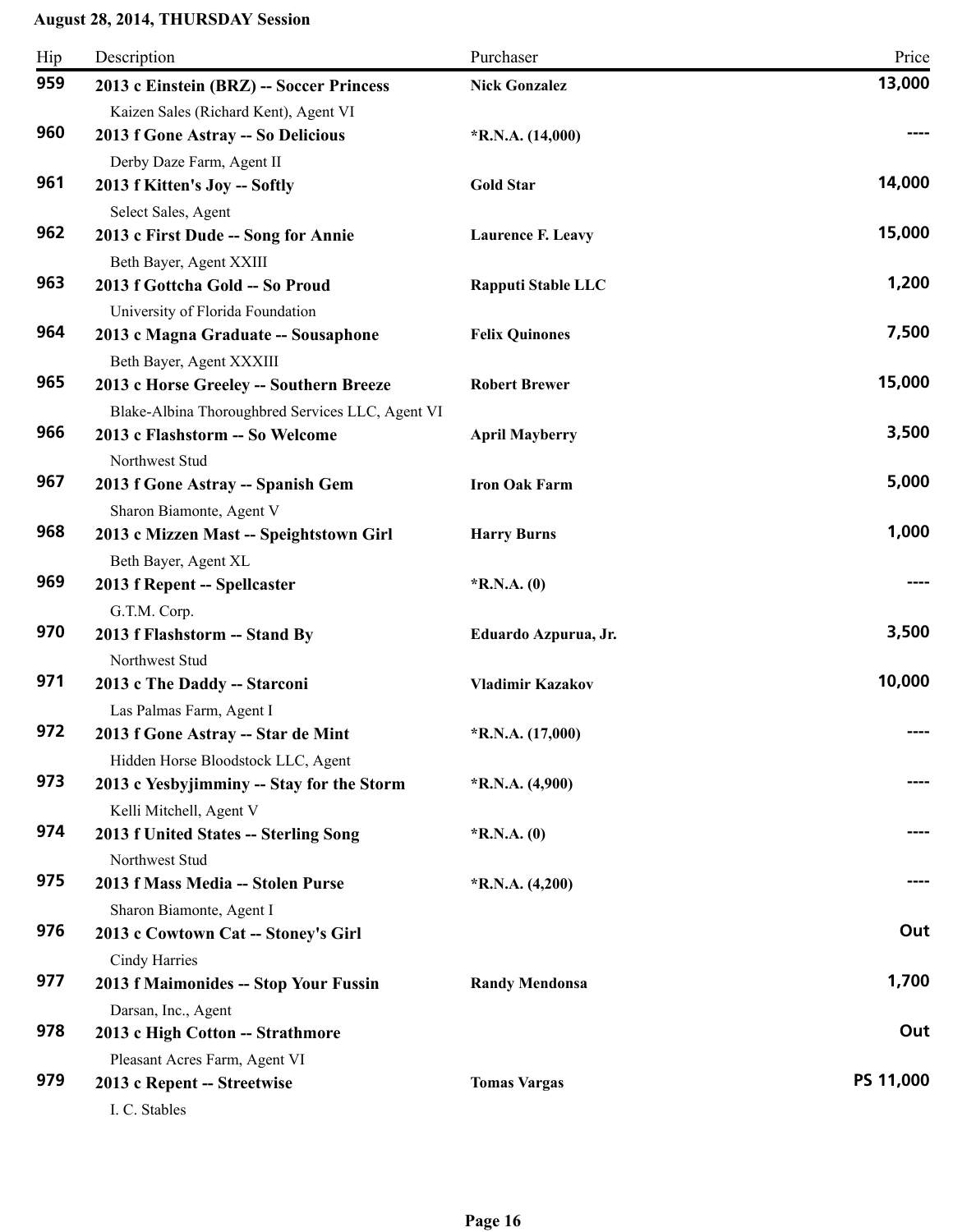**August 28, 2014, THURSDAY Session**

| Hip | Description | Purchaser | Price |
| --- | --- | --- | --- |
| 959 | **2013 c Einstein (BRZ) -- Soccer Princess**<br>Kaizen Sales (Richard Kent), Agent VI | **Nick Gonzalez** | **13,000** |
| 960 | **2013 f Gone Astray -- So Delicious**<br>Derby Daze Farm, Agent II | ***R.N.A. (14,000)** | **----** |
| 961 | **2013 f Kitten's Joy -- Softly**<br>Select Sales, Agent | **Gold Star** | **14,000** |
| 962 | **2013 c First Dude -- Song for Annie**<br>Beth Bayer, Agent XXIII | **Laurence F. Leavy** | **15,000** |
| 963 | **2013 f Gottcha Gold -- So Proud**<br>University of Florida Foundation | **Rapputi Stable LLC** | **1,200** |
| 964 | **2013 c Magna Graduate -- Sousaphone**<br>Beth Bayer, Agent XXXIII | **Felix Quinones** | **7,500** |
| 965 | **2013 c Horse Greeley -- Southern Breeze**<br>Blake-Albina Thoroughbred Services LLC, Agent VI | **Robert Brewer** | **15,000** |
| 966 | **2013 c Flashstorm -- So Welcome**<br>Northwest Stud | **April Mayberry** | **3,500** |
| 967 | **2013 f Gone Astray -- Spanish Gem**<br>Sharon Biamonte, Agent V | **Iron Oak Farm** | **5,000** |
| 968 | **2013 c Mizzen Mast -- Speightstown Girl**<br>Beth Bayer, Agent XL | **Harry Burns** | **1,000** |
| 969 | **2013 f Repent -- Spellcaster**<br>G.T.M. Corp. | ***R.N.A. (0)** | **----** |
| 970 | **2013 f Flashstorm -- Stand By**<br>Northwest Stud | **Eduardo Azpurua, Jr.** | **3,500** |
| 971 | **2013 c The Daddy -- Starconi**<br>Las Palmas Farm, Agent I | **Vladimir Kazakov** | **10,000** |
| 972 | **2013 f Gone Astray -- Star de Mint**<br>Hidden Horse Bloodstock LLC, Agent | ***R.N.A. (17,000)** | **----** |
| 973 | **2013 c Yesbyjimminy -- Stay for the Storm**<br>Kelli Mitchell, Agent V | ***R.N.A. (4,900)** | **----** |
| 974 | **2013 f United States -- Sterling Song**<br>Northwest Stud | ***R.N.A. (0)** | **----** |
| 975 | **2013 f Mass Media -- Stolen Purse**<br>Sharon Biamonte, Agent I | ***R.N.A. (4,200)** | **----** |
| 976 | **2013 c Cowtown Cat -- Stoney's Girl**<br>Cindy Harries | | **Out** |
| 977 | **2013 f Maimonides -- Stop Your Fussin**<br>Darsan, Inc., Agent | **Randy Mendonsa** | **1,700** |
| 978 | **2013 c High Cotton -- Strathmore**<br>Pleasant Acres Farm, Agent VI | | **Out** |
| 979 | **2013 c Repent -- Streetwise**<br>I. C. Stables | **Tomas Vargas** | **PS 11,000** |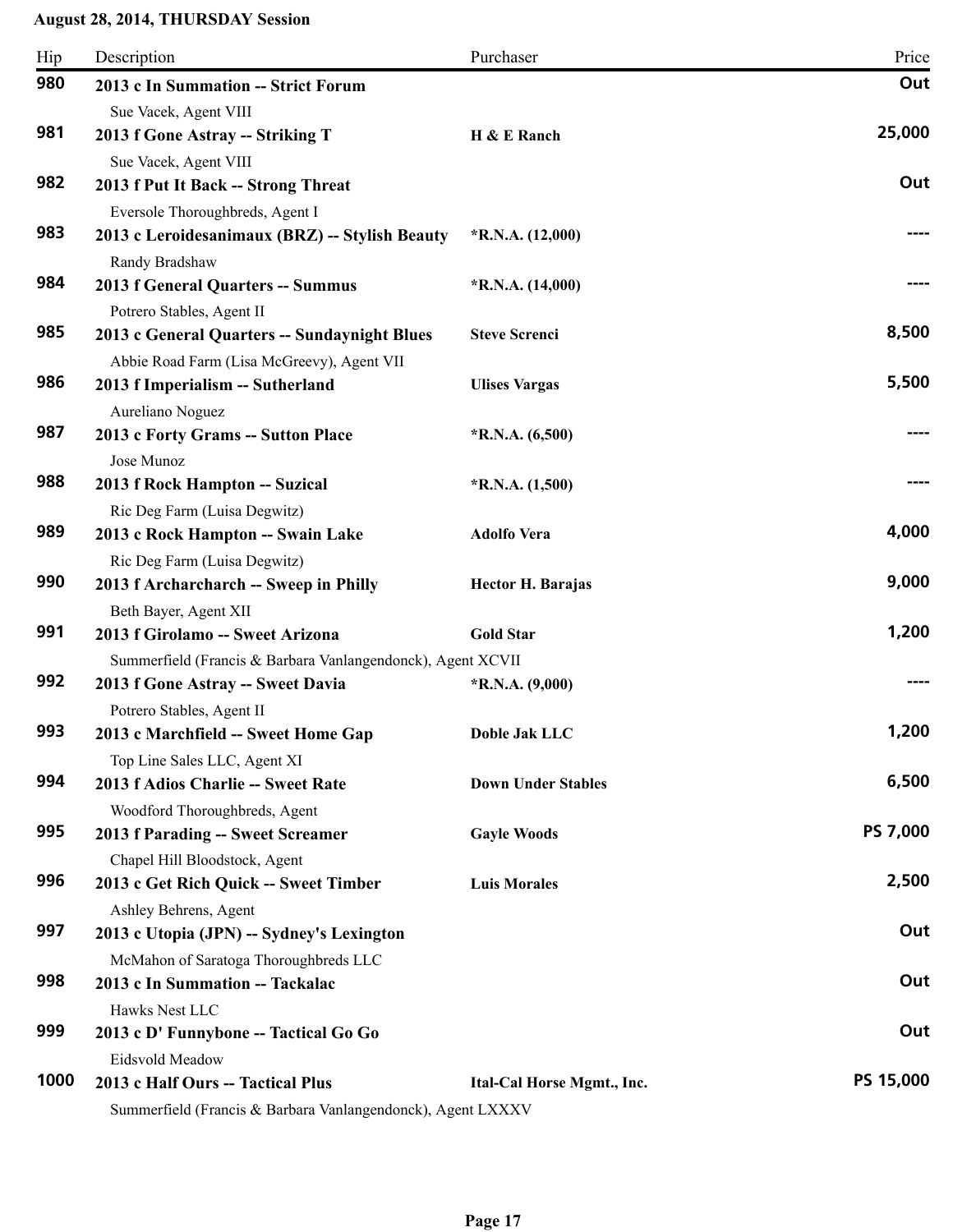**August 28, 2014, THURSDAY Session**

| Hip | Description | Purchaser | Price |
|---|---|---|---|
| **980** | **2013 c In Summation -- Strict Forum**<br>Sue Vacek, Agent VIII | | **Out** |
| **981** | **2013 f Gone Astray -- Striking T**<br>Sue Vacek, Agent VIII | **H & E Ranch** | **25,000** |
| **982** | **2013 f Put It Back -- Strong Threat**<br>Eversole Thoroughbreds, Agent I | | **Out** |
| **983** | **2013 c Leroidesanimaux (BRZ) -- Stylish Beauty**<br>Randy Bradshaw | ***R.N.A. (12,000)** | **----** |
| **984** | **2013 f General Quarters -- Summus**<br>Potrero Stables, Agent II | ***R.N.A. (14,000)** | **----** |
| **985** | **2013 c General Quarters -- Sundaynight Blues**<br>Abbie Road Farm (Lisa McGreevy), Agent VII | **Steve Screnci** | **8,500** |
| **986** | **2013 f Imperialism -- Sutherland**<br>Aureliano Noguez | **Ulises Vargas** | **5,500** |
| **987** | **2013 c Forty Grams -- Sutton Place**<br>Jose Munoz | ***R.N.A. (6,500)** | **----** |
| **988** | **2013 f Rock Hampton -- Suzical**<br>Ric Deg Farm (Luisa Degwitz) | ***R.N.A. (1,500)** | **----** |
| **989** | **2013 c Rock Hampton -- Swain Lake**<br>Ric Deg Farm (Luisa Degwitz) | **Adolfo Vera** | **4,000** |
| **990** | **2013 f Archarcharch -- Sweep in Philly**<br>Beth Bayer, Agent XII | **Hector H. Barajas** | **9,000** |
| **991** | **2013 f Girolamo -- Sweet Arizona**<br>Summerfield (Francis & Barbara Vanlangendonck), Agent XCVII | **Gold Star** | **1,200** |
| **992** | **2013 f Gone Astray -- Sweet Davia**<br>Potrero Stables, Agent II | ***R.N.A. (9,000)** | **----** |
| **993** | **2013 c Marchfield -- Sweet Home Gap**<br>Top Line Sales LLC, Agent XI | **Doble Jak LLC** | **1,200** |
| **994** | **2013 f Adios Charlie -- Sweet Rate**<br>Woodford Thoroughbreds, Agent | **Down Under Stables** | **6,500** |
| **995** | **2013 f Parading -- Sweet Screamer**<br>Chapel Hill Bloodstock, Agent | **Gayle Woods** | **PS 7,000** |
| **996** | **2013 c Get Rich Quick -- Sweet Timber**<br>Ashley Behrens, Agent | **Luis Morales** | **2,500** |
| **997** | **2013 c Utopia (JPN) -- Sydney's Lexington**<br>McMahon of Saratoga Thoroughbreds LLC | | **Out** |
| **998** | **2013 c In Summation -- Tackalac**<br>Hawks Nest LLC | | **Out** |
| **999** | **2013 c D' Funnybone -- Tactical Go Go**<br>Eidsvold Meadow | | **Out** |
| **1000** | **2013 c Half Ours -- Tactical Plus**<br>Summerfield (Francis & Barbara Vanlangendonck), Agent LXXXV | **Ital-Cal Horse Mgmt., Inc.** | **PS 15,000** |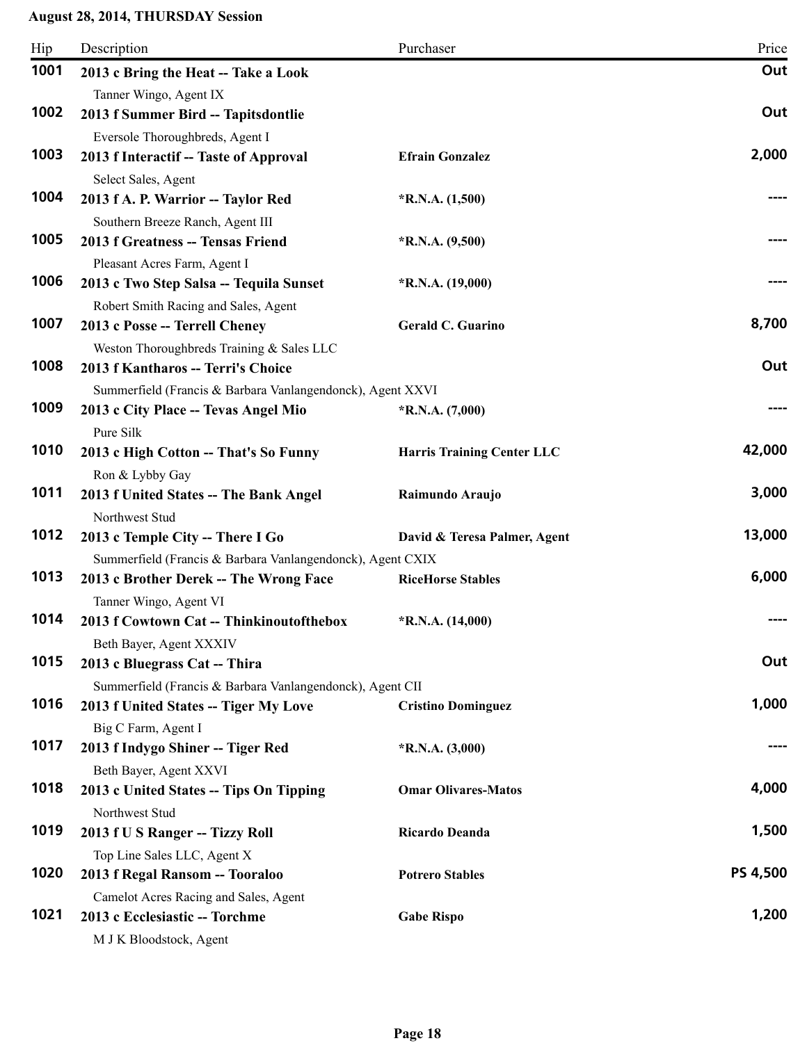**August 28, 2014, THURSDAY Session**

| Hip | Description | Purchaser | Price |
|---|---|---|---|
| **1001** | **2013 c Bring the Heat -- Take a Look**<br>Tanner Wingo, Agent IX | | **Out** |
| **1002** | **2013 f Summer Bird -- Tapitsdontlie**<br>Eversole Thoroughbreds, Agent I | | **Out** |
| **1003** | **2013 f Interactif -- Taste of Approval**<br>Select Sales, Agent | **Efrain Gonzalez** | **2,000** |
| **1004** | **2013 f A. P. Warrior -- Taylor Red**<br>Southern Breeze Ranch, Agent III | ***R.N.A. (1,500)** | **----** |
| **1005** | **2013 f Greatness -- Tensas Friend**<br>Pleasant Acres Farm, Agent I | ***R.N.A. (9,500)** | **----** |
| **1006** | **2013 c Two Step Salsa -- Tequila Sunset**<br>Robert Smith Racing and Sales, Agent | ***R.N.A. (19,000)** | **----** |
| **1007** | **2013 c Posse -- Terrell Cheney**<br>Weston Thoroughbreds Training & Sales LLC | **Gerald C. Guarino** | **8,700** |
| **1008** | **2013 f Kantharos -- Terri's Choice**<br>Summerfield (Francis & Barbara Vanlangendonck), Agent XXVI | | **Out** |
| **1009** | **2013 c City Place -- Tevas Angel Mio**<br>Pure Silk | ***R.N.A. (7,000)** | **----** |
| **1010** | **2013 c High Cotton -- That's So Funny**<br>Ron & Lybby Gay | **Harris Training Center LLC** | **42,000** |
| **1011** | **2013 f United States -- The Bank Angel**<br>Northwest Stud | **Raimundo Araujo** | **3,000** |
| **1012** | **2013 c Temple City -- There I Go**<br>Summerfield (Francis & Barbara Vanlangendonck), Agent CXIX | **David & Teresa Palmer, Agent** | **13,000** |
| **1013** | **2013 c Brother Derek -- The Wrong Face**<br>Tanner Wingo, Agent VI | **RiceHorse Stables** | **6,000** |
| **1014** | **2013 f Cowtown Cat -- Thinkinoutofthebox**<br>Beth Bayer, Agent XXXIV | ***R.N.A. (14,000)** | **----** |
| **1015** | **2013 c Bluegrass Cat -- Thira**<br>Summerfield (Francis & Barbara Vanlangendonck), Agent CII | | **Out** |
| **1016** | **2013 f United States -- Tiger My Love**<br>Big C Farm, Agent I | **Cristino Dominguez** | **1,000** |
| **1017** | **2013 f Indygo Shiner -- Tiger Red**<br>Beth Bayer, Agent XXVI | ***R.N.A. (3,000)** | **----** |
| **1018** | **2013 c United States -- Tips On Tipping**<br>Northwest Stud | **Omar Olivares-Matos** | **4,000** |
| **1019** | **2013 f U S Ranger -- Tizzy Roll**<br>Top Line Sales LLC, Agent X | **Ricardo Deanda** | **1,500** |
| **1020** | **2013 f Regal Ransom -- Tooraloo**<br>Camelot Acres Racing and Sales, Agent | **Potrero Stables** | **PS 4,500** |
| **1021** | **2013 c Ecclesiastic -- Torchme**<br>M J K Bloodstock, Agent | **Gabe Rispo** | **1,200** |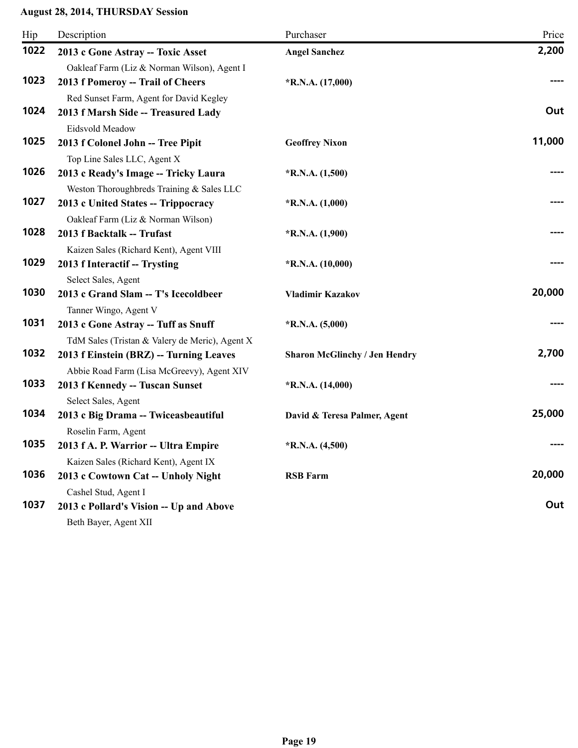**August 28, 2014, THURSDAY Session**

| Hip | Description | Purchaser | Price |
|---|---|---|---|
| 1022 | **2013 c Gone Astray -- Toxic Asset**<br>Oakleaf Farm (Liz & Norman Wilson), Agent I | **Angel Sanchez** | **2,200** |
| 1023 | **2013 f Pomeroy -- Trail of Cheers**<br>Red Sunset Farm, Agent for David Kegley | ***R.N.A. (17,000)** | **----** |
| 1024 | **2013 f Marsh Side -- Treasured Lady**<br>Eidsvold Meadow | | **Out** |
| 1025 | **2013 f Colonel John -- Tree Pipit**<br>Top Line Sales LLC, Agent X | **Geoffrey Nixon** | **11,000** |
| 1026 | **2013 c Ready's Image -- Tricky Laura**<br>Weston Thoroughbreds Training & Sales LLC | ***R.N.A. (1,500)** | **----** |
| 1027 | **2013 c United States -- Trippocracy**<br>Oakleaf Farm (Liz & Norman Wilson) | ***R.N.A. (1,000)** | **----** |
| 1028 | **2013 f Backtalk -- Trufast**<br>Kaizen Sales (Richard Kent), Agent VIII | ***R.N.A. (1,900)** | **----** |
| 1029 | **2013 f Interactif -- Trysting**<br>Select Sales, Agent | ***R.N.A. (10,000)** | **----** |
| 1030 | **2013 c Grand Slam -- T's Icecoldbeer**<br>Tanner Wingo, Agent V | **Vladimir Kazakov** | **20,000** |
| 1031 | **2013 c Gone Astray -- Tuff as Snuff**<br>TdM Sales (Tristan & Valery de Meric), Agent X | ***R.N.A. (5,000)** | **----** |
| 1032 | **2013 f Einstein (BRZ) -- Turning Leaves**<br>Abbie Road Farm (Lisa McGreevy), Agent XIV | **Sharon McGlinchy / Jen Hendry** | **2,700** |
| 1033 | **2013 f Kennedy -- Tuscan Sunset**<br>Select Sales, Agent | ***R.N.A. (14,000)** | **----** |
| 1034 | **2013 c Big Drama -- Twiceasbeautiful**<br>Roselin Farm, Agent | **David & Teresa Palmer, Agent** | **25,000** |
| 1035 | **2013 f A. P. Warrior -- Ultra Empire**<br>Kaizen Sales (Richard Kent), Agent IX | ***R.N.A. (4,500)** | **----** |
| 1036 | **2013 c Cowtown Cat -- Unholy Night**<br>Cashel Stud, Agent I | **RSB Farm** | **20,000** |
| 1037 | **2013 c Pollard's Vision -- Up and Above**<br>Beth Bayer, Agent XII | | **Out** |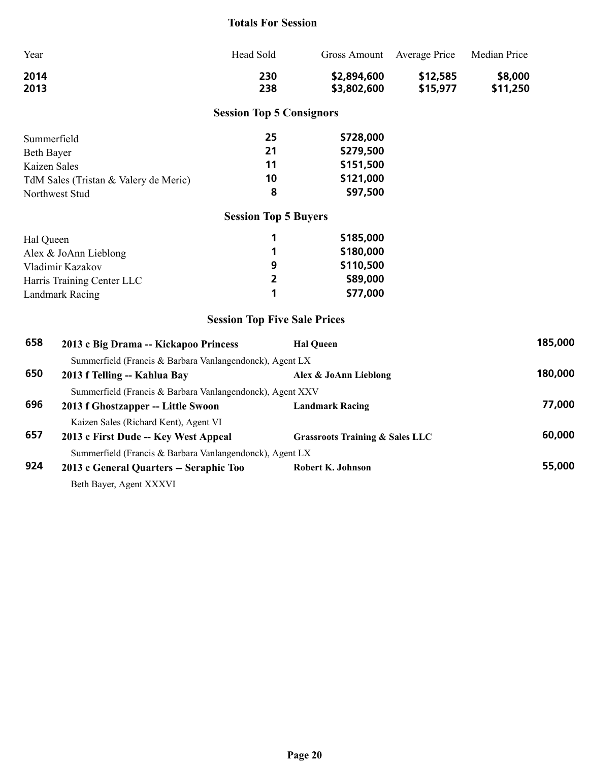## Totals For Session

| Year | Head Sold | Gross Amount | Average Price | Median Price |
|---|---|---|---|---|
| **2014** | **230** | **$2,894,600** | **$12,585** | **$8,000** |
| **2013** | **238** | **$3,802,600** | **$15,977** | **$11,250** |

## Session Top 5 Consignors

| Consignor | Head | Gross |
|---|---|---|
| Summerfield | **25** | **$728,000** |
| Beth Bayer | **21** | **$279,500** |
| Kaizen Sales | **11** | **$151,500** |
| TdM Sales (Tristan & Valery de Meric) | **10** | **$121,000** |
| Northwest Stud | **8** | **$97,500** |

## Session Top 5 Buyers

| Buyer | Head | Gross |
|---|---|---|
| Hal Queen | **1** | **$185,000** |
| Alex & JoAnn Lieblong | **1** | **$180,000** |
| Vladimir Kazakov | **9** | **$110,500** |
| Harris Training Center LLC | **2** | **$89,000** |
| Landmark Racing | **1** | **$77,000** |

## Session Top Five Sale Prices

**658** **2013 c Big Drama -- Kickapoo Princess** — **Hal Queen** — **185,000**
Summerfield (Francis & Barbara Vanlangendonck), Agent LX

**650** **2013 f Telling -- Kahlua Bay** — **Alex & JoAnn Lieblong** — **180,000**
Summerfield (Francis & Barbara Vanlangendonck), Agent XXV

**696** **2013 f Ghostzapper -- Little Swoon** — **Landmark Racing** — **77,000**
Kaizen Sales (Richard Kent), Agent VI

**657** **2013 c First Dude -- Key West Appeal** — **Grassroots Training & Sales LLC** — **60,000**
Summerfield (Francis & Barbara Vanlangendonck), Agent LX

**924** **2013 c General Quarters -- Seraphic Too** — **Robert K. Johnson** — **55,000**
Beth Bayer, Agent XXXVI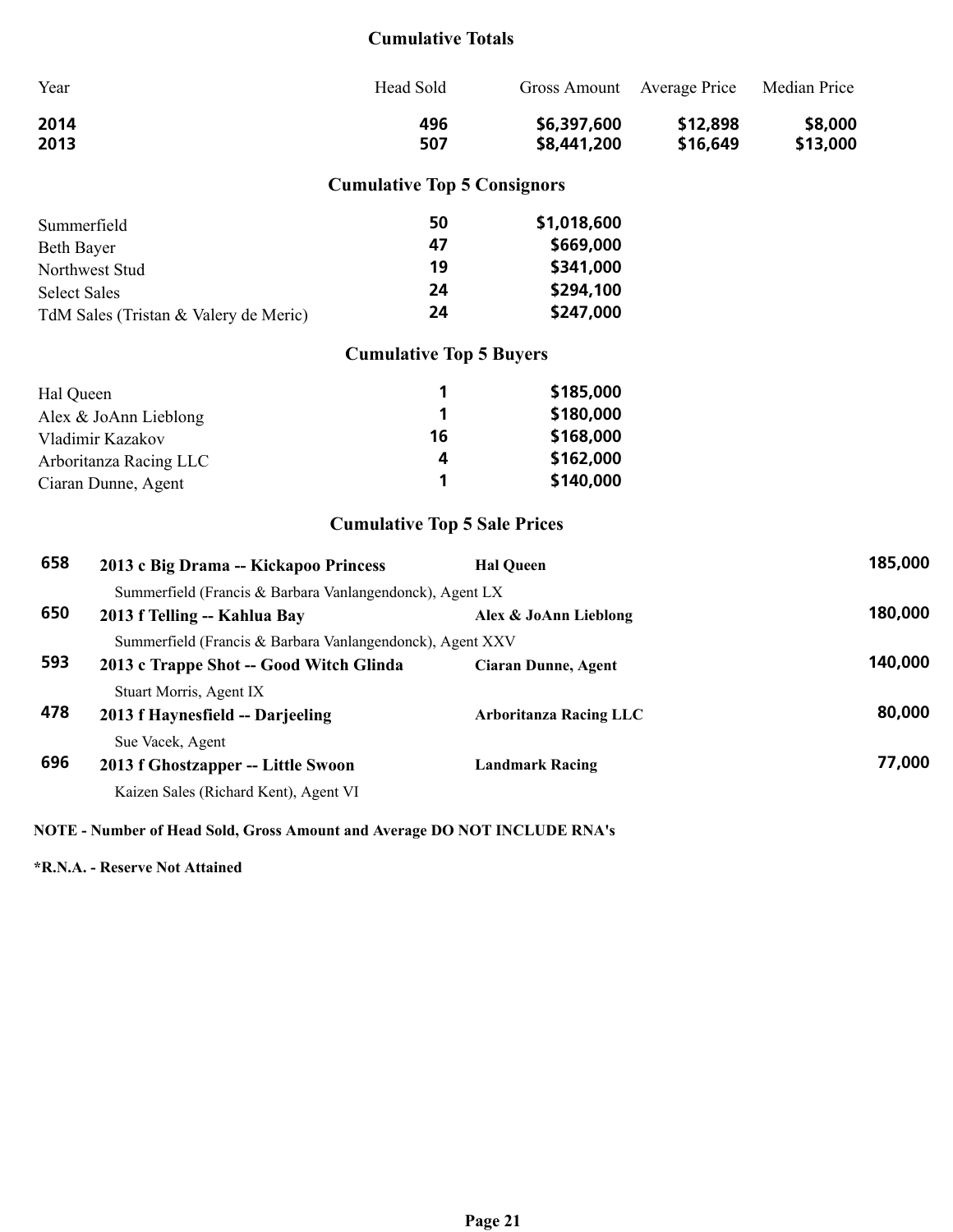## Cumulative Totals

| Year | Head Sold | Gross Amount | Average Price | Median Price |
|---|---|---|---|---|
| **2014** | **496** | **$6,397,600** | **$12,898** | **$8,000** |
| **2013** | **507** | **$8,441,200** | **$16,649** | **$13,000** |

## Cumulative Top 5 Consignors

| | | |
|---|---|---|
| Summerfield | **50** | **$1,018,600** |
| Beth Bayer | **47** | **$669,000** |
| Northwest Stud | **19** | **$341,000** |
| Select Sales | **24** | **$294,100** |
| TdM Sales (Tristan & Valery de Meric) | **24** | **$247,000** |

## Cumulative Top 5 Buyers

| | | |
|---|---|---|
| Hal Queen | **1** | **$185,000** |
| Alex & JoAnn Lieblong | **1** | **$180,000** |
| Vladimir Kazakov | **16** | **$168,000** |
| Arboritanza Racing LLC | **4** | **$162,000** |
| Ciaran Dunne, Agent | **1** | **$140,000** |

## Cumulative Top 5 Sale Prices

| | | | |
|---|---|---|---|
| **658** | **2013 c Big Drama -- Kickapoo Princess**<br>Summerfield (Francis & Barbara Vanlangendonck), Agent LX | **Hal Queen** | **185,000** |
| **650** | **2013 f Telling -- Kahlua Bay**<br>Summerfield (Francis & Barbara Vanlangendonck), Agent XXV | **Alex & JoAnn Lieblong** | **180,000** |
| **593** | **2013 c Trappe Shot -- Good Witch Glinda**<br>Stuart Morris, Agent IX | **Ciaran Dunne, Agent** | **140,000** |
| **478** | **2013 f Haynesfield -- Darjeeling**<br>Sue Vacek, Agent | **Arboritanza Racing LLC** | **80,000** |
| **696** | **2013 f Ghostzapper -- Little Swoon**<br>Kaizen Sales (Richard Kent), Agent VI | **Landmark Racing** | **77,000** |

**NOTE - Number of Head Sold, Gross Amount and Average DO NOT INCLUDE RNA's**

**\*R.N.A. - Reserve Not Attained**